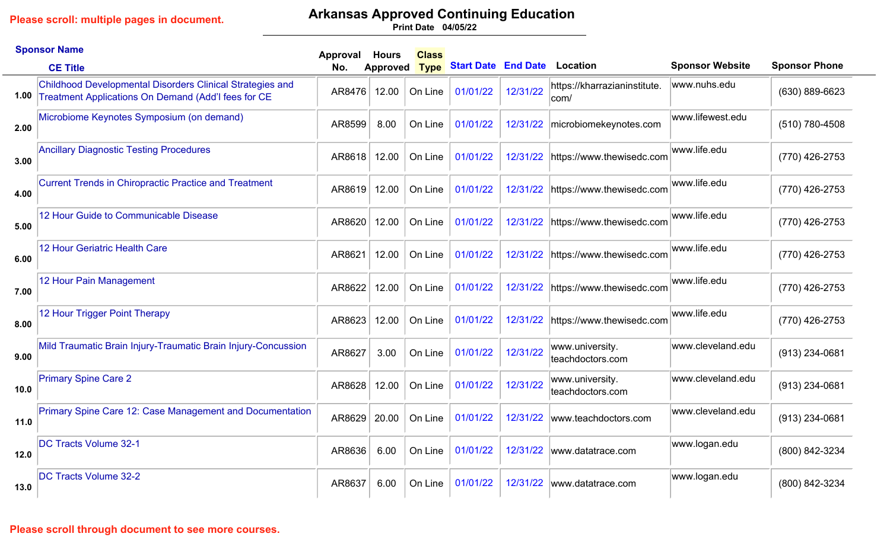Please scroll: multiple pages in document.

# Arkansas Approved Continuing Education

Print Date 04/05/22

| | Sponsor Name / CE Title | Approval No. | Hours Approved | Class Type | Start Date | End Date | Location | Sponsor Website | Sponsor Phone |
|---|---|---|---|---|---|---|---|---|---|
| 1.00 | Childhood Developmental Disorders Clinical Strategies and Treatment Applications On Demand (Add'l fees for CE | AR8476 | 12.00 | On Line | 01/01/22 | 12/31/22 | https://kharrazianinstitute.com/ | www.nuhs.edu | (630) 889-6623 |
| 2.00 | Microbiome Keynotes Symposium (on demand) | AR8599 | 8.00 | On Line | 01/01/22 | 12/31/22 | microbiomekeynotes.com | www.lifewest.edu | (510) 780-4508 |
| 3.00 | Ancillary Diagnostic Testing Procedures | AR8618 | 12.00 | On Line | 01/01/22 | 12/31/22 | https://www.thewisedc.com | www.life.edu | (770) 426-2753 |
| 4.00 | Current Trends in Chiropractic Practice and Treatment | AR8619 | 12.00 | On Line | 01/01/22 | 12/31/22 | https://www.thewisedc.com | www.life.edu | (770) 426-2753 |
| 5.00 | 12 Hour Guide to Communicable Disease | AR8620 | 12.00 | On Line | 01/01/22 | 12/31/22 | https://www.thewisedc.com | www.life.edu | (770) 426-2753 |
| 6.00 | 12 Hour Geriatric Health Care | AR8621 | 12.00 | On Line | 01/01/22 | 12/31/22 | https://www.thewisedc.com | www.life.edu | (770) 426-2753 |
| 7.00 | 12 Hour Pain Management | AR8622 | 12.00 | On Line | 01/01/22 | 12/31/22 | https://www.thewisedc.com | www.life.edu | (770) 426-2753 |
| 8.00 | 12 Hour Trigger Point Therapy | AR8623 | 12.00 | On Line | 01/01/22 | 12/31/22 | https://www.thewisedc.com | www.life.edu | (770) 426-2753 |
| 9.00 | Mild Traumatic Brain Injury-Traumatic Brain Injury-Concussion | AR8627 | 3.00 | On Line | 01/01/22 | 12/31/22 | www.university.teachdoctors.com | www.cleveland.edu | (913) 234-0681 |
| 10.0 | Primary Spine Care 2 | AR8628 | 12.00 | On Line | 01/01/22 | 12/31/22 | www.university.teachdoctors.com | www.cleveland.edu | (913) 234-0681 |
| 11.0 | Primary Spine Care 12: Case Management and Documentation | AR8629 | 20.00 | On Line | 01/01/22 | 12/31/22 | www.teachdoctors.com | www.cleveland.edu | (913) 234-0681 |
| 12.0 | DC Tracts Volume 32-1 | AR8636 | 6.00 | On Line | 01/01/22 | 12/31/22 | www.datatrace.com | www.logan.edu | (800) 842-3234 |
| 13.0 | DC Tracts Volume 32-2 | AR8637 | 6.00 | On Line | 01/01/22 | 12/31/22 | www.datatrace.com | www.logan.edu | (800) 842-3234 |

Please scroll through document to see more courses.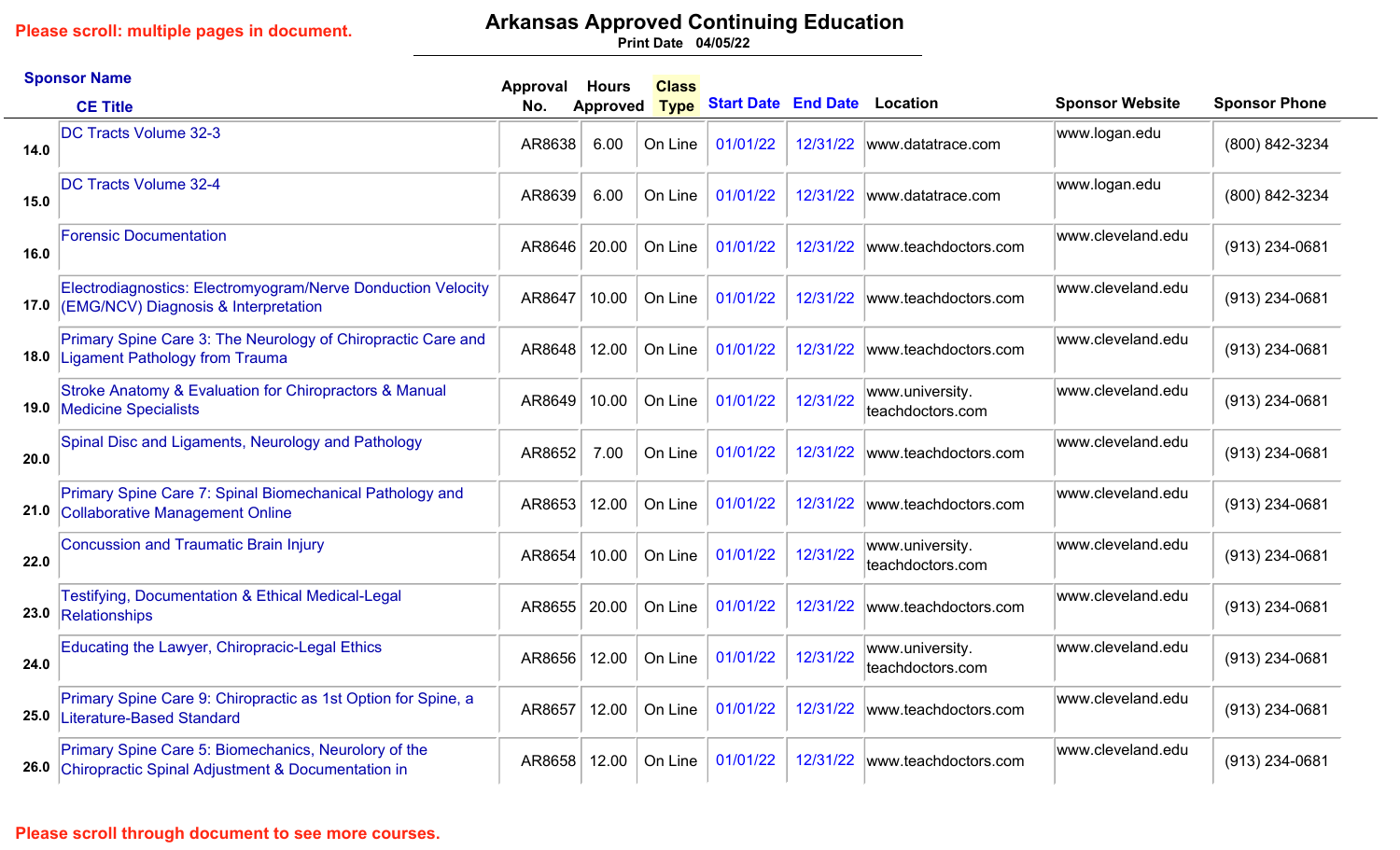Please scroll: multiple pages in document.

# Arkansas Approved Continuing Education

Print Date 04/05/22

| | Sponsor Name / CE Title | Approval No. | Hours Approved | Class Type | Start Date | End Date | Location | Sponsor Website | Sponsor Phone |
|---|---|---|---|---|---|---|---|---|---|
| 14.0 | DC Tracts Volume 32-3 | AR8638 | 6.00 | On Line | 01/01/22 | 12/31/22 | www.datatrace.com | www.logan.edu | (800) 842-3234 |
| 15.0 | DC Tracts Volume 32-4 | AR8639 | 6.00 | On Line | 01/01/22 | 12/31/22 | www.datatrace.com | www.logan.edu | (800) 842-3234 |
| 16.0 | Forensic Documentation | AR8646 | 20.00 | On Line | 01/01/22 | 12/31/22 | www.teachdoctors.com | www.cleveland.edu | (913) 234-0681 |
| 17.0 | Electrodiagnostics: Electromyogram/Nerve Donduction Velocity (EMG/NCV) Diagnosis & Interpretation | AR8647 | 10.00 | On Line | 01/01/22 | 12/31/22 | www.teachdoctors.com | www.cleveland.edu | (913) 234-0681 |
| 18.0 | Primary Spine Care 3: The Neurology of Chiropractic Care and Ligament Pathology from Trauma | AR8648 | 12.00 | On Line | 01/01/22 | 12/31/22 | www.teachdoctors.com | www.cleveland.edu | (913) 234-0681 |
| 19.0 | Stroke Anatomy & Evaluation for Chiropractors & Manual Medicine Specialists | AR8649 | 10.00 | On Line | 01/01/22 | 12/31/22 | www.university.teachdoctors.com | www.cleveland.edu | (913) 234-0681 |
| 20.0 | Spinal Disc and Ligaments, Neurology and Pathology | AR8652 | 7.00 | On Line | 01/01/22 | 12/31/22 | www.teachdoctors.com | www.cleveland.edu | (913) 234-0681 |
| 21.0 | Primary Spine Care 7: Spinal Biomechanical Pathology and Collaborative Management Online | AR8653 | 12.00 | On Line | 01/01/22 | 12/31/22 | www.teachdoctors.com | www.cleveland.edu | (913) 234-0681 |
| 22.0 | Concussion and Traumatic Brain Injury | AR8654 | 10.00 | On Line | 01/01/22 | 12/31/22 | www.university.teachdoctors.com | www.cleveland.edu | (913) 234-0681 |
| 23.0 | Testifying, Documentation & Ethical Medical-Legal Relationships | AR8655 | 20.00 | On Line | 01/01/22 | 12/31/22 | www.teachdoctors.com | www.cleveland.edu | (913) 234-0681 |
| 24.0 | Educating the Lawyer, Chiropracic-Legal Ethics | AR8656 | 12.00 | On Line | 01/01/22 | 12/31/22 | www.university.teachdoctors.com | www.cleveland.edu | (913) 234-0681 |
| 25.0 | Primary Spine Care 9: Chiropractic as 1st Option for Spine, a Literature-Based Standard | AR8657 | 12.00 | On Line | 01/01/22 | 12/31/22 | www.teachdoctors.com | www.cleveland.edu | (913) 234-0681 |
| 26.0 | Primary Spine Care 5: Biomechanics, Neurolory of the Chiropractic Spinal Adjustment & Documentation in | AR8658 | 12.00 | On Line | 01/01/22 | 12/31/22 | www.teachdoctors.com | www.cleveland.edu | (913) 234-0681 |

Please scroll through document to see more courses.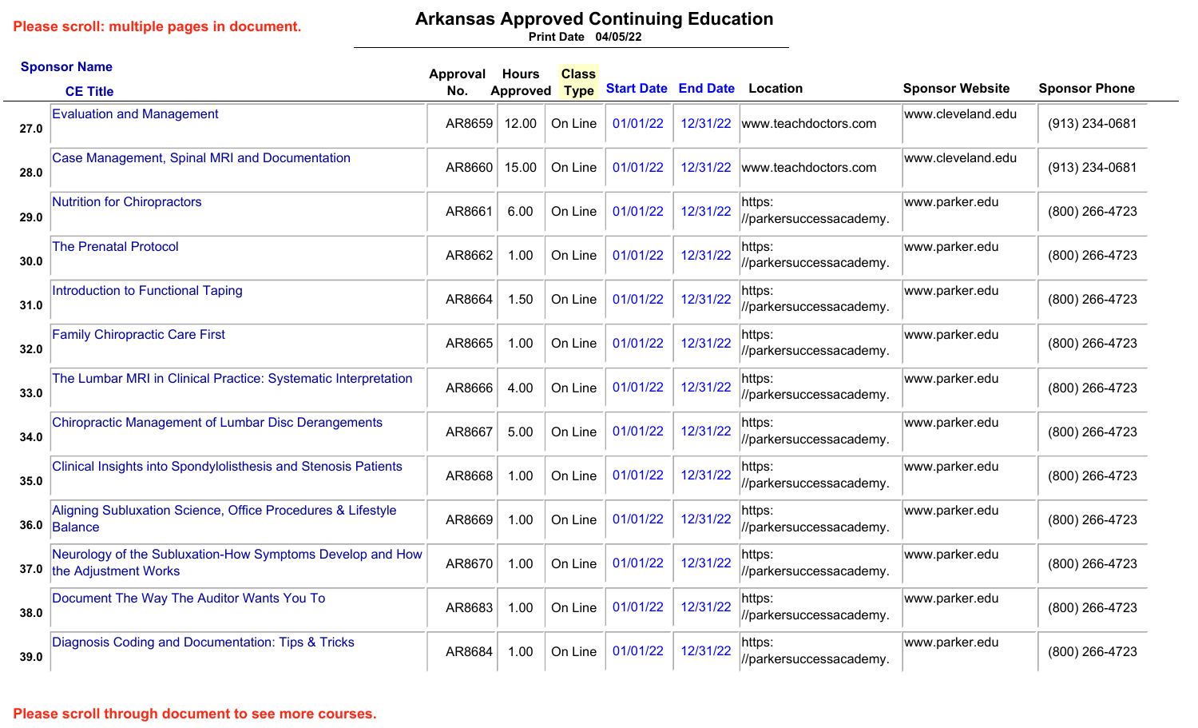Please scroll: multiple pages in document.

# Arkansas Approved Continuing Education

Print Date 04/05/22

| | Sponsor Name / CE Title | Approval No. | Hours Approved | Class Type | Start Date | End Date | Location | Sponsor Website | Sponsor Phone |
|---|---|---|---|---|---|---|---|---|---|
| 27.0 | Evaluation and Management | AR8659 | 12.00 | On Line | 01/01/22 | 12/31/22 | www.teachdoctors.com | www.cleveland.edu | (913) 234-0681 |
| 28.0 | Case Management, Spinal MRI and Documentation | AR8660 | 15.00 | On Line | 01/01/22 | 12/31/22 | www.teachdoctors.com | www.cleveland.edu | (913) 234-0681 |
| 29.0 | Nutrition for Chiropractors | AR8661 | 6.00 | On Line | 01/01/22 | 12/31/22 | https: //parkersuccessacademy. | www.parker.edu | (800) 266-4723 |
| 30.0 | The Prenatal Protocol | AR8662 | 1.00 | On Line | 01/01/22 | 12/31/22 | https: //parkersuccessacademy. | www.parker.edu | (800) 266-4723 |
| 31.0 | Introduction to Functional Taping | AR8664 | 1.50 | On Line | 01/01/22 | 12/31/22 | https: //parkersuccessacademy. | www.parker.edu | (800) 266-4723 |
| 32.0 | Family Chiropractic Care First | AR8665 | 1.00 | On Line | 01/01/22 | 12/31/22 | https: //parkersuccessacademy. | www.parker.edu | (800) 266-4723 |
| 33.0 | The Lumbar MRI in Clinical Practice: Systematic Interpretation | AR8666 | 4.00 | On Line | 01/01/22 | 12/31/22 | https: //parkersuccessacademy. | www.parker.edu | (800) 266-4723 |
| 34.0 | Chiropractic Management of Lumbar Disc Derangements | AR8667 | 5.00 | On Line | 01/01/22 | 12/31/22 | https: //parkersuccessacademy. | www.parker.edu | (800) 266-4723 |
| 35.0 | Clinical Insights into Spondylolisthesis and Stenosis Patients | AR8668 | 1.00 | On Line | 01/01/22 | 12/31/22 | https: //parkersuccessacademy. | www.parker.edu | (800) 266-4723 |
| 36.0 | Aligning Subluxation Science, Office Procedures & Lifestyle Balance | AR8669 | 1.00 | On Line | 01/01/22 | 12/31/22 | https: //parkersuccessacademy. | www.parker.edu | (800) 266-4723 |
| 37.0 | Neurology of the Subluxation-How Symptoms Develop and How the Adjustment Works | AR8670 | 1.00 | On Line | 01/01/22 | 12/31/22 | https: //parkersuccessacademy. | www.parker.edu | (800) 266-4723 |
| 38.0 | Document The Way The Auditor Wants You To | AR8683 | 1.00 | On Line | 01/01/22 | 12/31/22 | https: //parkersuccessacademy. | www.parker.edu | (800) 266-4723 |
| 39.0 | Diagnosis Coding and Documentation: Tips & Tricks | AR8684 | 1.00 | On Line | 01/01/22 | 12/31/22 | https: //parkersuccessacademy. | www.parker.edu | (800) 266-4723 |

Please scroll through document to see more courses.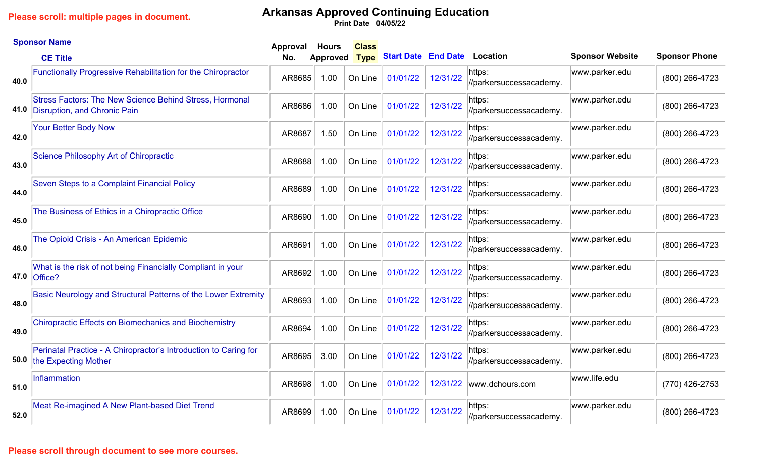Please scroll: multiple pages in document.

# Arkansas Approved Continuing Education

Print Date 04/05/22

| | Sponsor Name / CE Title | Approval No. | Hours Approved | Class Type | Start Date | End Date | Location | Sponsor Website | Sponsor Phone |
|---|---|---|---|---|---|---|---|---|---|
| 40.0 | Functionally Progressive Rehabilitation for the Chiropractor | AR8685 | 1.00 | On Line | 01/01/22 | 12/31/22 | https://parkersuccessacademy. | www.parker.edu | (800) 266-4723 |
| 41.0 | Stress Factors: The New Science Behind Stress, Hormonal Disruption, and Chronic Pain | AR8686 | 1.00 | On Line | 01/01/22 | 12/31/22 | https://parkersuccessacademy. | www.parker.edu | (800) 266-4723 |
| 42.0 | Your Better Body Now | AR8687 | 1.50 | On Line | 01/01/22 | 12/31/22 | https://parkersuccessacademy. | www.parker.edu | (800) 266-4723 |
| 43.0 | Science Philosophy Art of Chiropractic | AR8688 | 1.00 | On Line | 01/01/22 | 12/31/22 | https://parkersuccessacademy. | www.parker.edu | (800) 266-4723 |
| 44.0 | Seven Steps to a Complaint Financial Policy | AR8689 | 1.00 | On Line | 01/01/22 | 12/31/22 | https://parkersuccessacademy. | www.parker.edu | (800) 266-4723 |
| 45.0 | The Business of Ethics in a Chiropractic Office | AR8690 | 1.00 | On Line | 01/01/22 | 12/31/22 | https://parkersuccessacademy. | www.parker.edu | (800) 266-4723 |
| 46.0 | The Opioid Crisis - An American Epidemic | AR8691 | 1.00 | On Line | 01/01/22 | 12/31/22 | https://parkersuccessacademy. | www.parker.edu | (800) 266-4723 |
| 47.0 | What is the risk of not being Financially Compliant in your Office? | AR8692 | 1.00 | On Line | 01/01/22 | 12/31/22 | https://parkersuccessacademy. | www.parker.edu | (800) 266-4723 |
| 48.0 | Basic Neurology and Structural Patterns of the Lower Extremity | AR8693 | 1.00 | On Line | 01/01/22 | 12/31/22 | https://parkersuccessacademy. | www.parker.edu | (800) 266-4723 |
| 49.0 | Chiropractic Effects on Biomechanics and Biochemistry | AR8694 | 1.00 | On Line | 01/01/22 | 12/31/22 | https://parkersuccessacademy. | www.parker.edu | (800) 266-4723 |
| 50.0 | Perinatal Practice - A Chiropractor's Introduction to Caring for the Expecting Mother | AR8695 | 3.00 | On Line | 01/01/22 | 12/31/22 | https://parkersuccessacademy. | www.parker.edu | (800) 266-4723 |
| 51.0 | Inflammation | AR8698 | 1.00 | On Line | 01/01/22 | 12/31/22 | www.dchours.com | www.life.edu | (770) 426-2753 |
| 52.0 | Meat Re-imagined A New Plant-based Diet Trend | AR8699 | 1.00 | On Line | 01/01/22 | 12/31/22 | https://parkersuccessacademy. | www.parker.edu | (800) 266-4723 |

Please scroll through document to see more courses.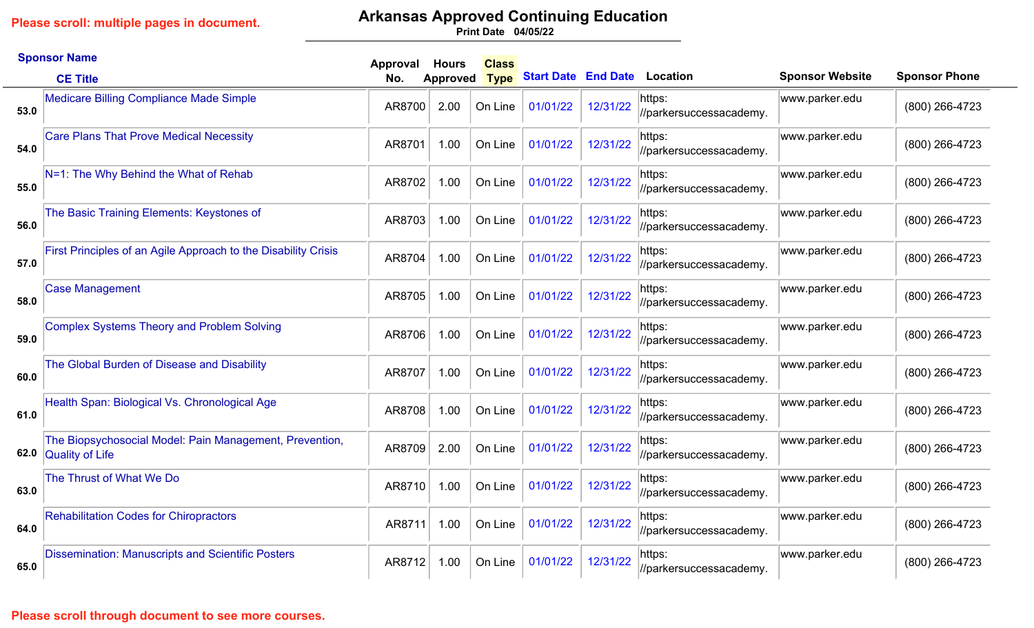Please scroll: multiple pages in document.

# Arkansas Approved Continuing Education

Print Date 04/05/22

| | Sponsor Name<br>CE Title | Approval No. | Hours Approved | Class Type | Start Date | End Date | Location | Sponsor Website | Sponsor Phone |
|---|---|---|---|---|---|---|---|---|---|
| 53.0 | Medicare Billing Compliance Made Simple | AR8700 | 2.00 | On Line | 01/01/22 | 12/31/22 | https://parkersuccessacademy. | www.parker.edu | (800) 266-4723 |
| 54.0 | Care Plans That Prove Medical Necessity | AR8701 | 1.00 | On Line | 01/01/22 | 12/31/22 | https://parkersuccessacademy. | www.parker.edu | (800) 266-4723 |
| 55.0 | N=1: The Why Behind the What of Rehab | AR8702 | 1.00 | On Line | 01/01/22 | 12/31/22 | https://parkersuccessacademy. | www.parker.edu | (800) 266-4723 |
| 56.0 | The Basic Training Elements: Keystones of | AR8703 | 1.00 | On Line | 01/01/22 | 12/31/22 | https://parkersuccessacademy. | www.parker.edu | (800) 266-4723 |
| 57.0 | First Principles of an Agile Approach to the Disability Crisis | AR8704 | 1.00 | On Line | 01/01/22 | 12/31/22 | https://parkersuccessacademy. | www.parker.edu | (800) 266-4723 |
| 58.0 | Case Management | AR8705 | 1.00 | On Line | 01/01/22 | 12/31/22 | https://parkersuccessacademy. | www.parker.edu | (800) 266-4723 |
| 59.0 | Complex Systems Theory and Problem Solving | AR8706 | 1.00 | On Line | 01/01/22 | 12/31/22 | https://parkersuccessacademy. | www.parker.edu | (800) 266-4723 |
| 60.0 | The Global Burden of Disease and Disability | AR8707 | 1.00 | On Line | 01/01/22 | 12/31/22 | https://parkersuccessacademy. | www.parker.edu | (800) 266-4723 |
| 61.0 | Health Span: Biological Vs. Chronological Age | AR8708 | 1.00 | On Line | 01/01/22 | 12/31/22 | https://parkersuccessacademy. | www.parker.edu | (800) 266-4723 |
| 62.0 | The Biopsychosocial Model: Pain Management, Prevention, Quality of Life | AR8709 | 2.00 | On Line | 01/01/22 | 12/31/22 | https://parkersuccessacademy. | www.parker.edu | (800) 266-4723 |
| 63.0 | The Thrust of What We Do | AR8710 | 1.00 | On Line | 01/01/22 | 12/31/22 | https://parkersuccessacademy. | www.parker.edu | (800) 266-4723 |
| 64.0 | Rehabilitation Codes for Chiropractors | AR8711 | 1.00 | On Line | 01/01/22 | 12/31/22 | https://parkersuccessacademy. | www.parker.edu | (800) 266-4723 |
| 65.0 | Dissemination: Manuscripts and Scientific Posters | AR8712 | 1.00 | On Line | 01/01/22 | 12/31/22 | https://parkersuccessacademy. | www.parker.edu | (800) 266-4723 |

Please scroll through document to see more courses.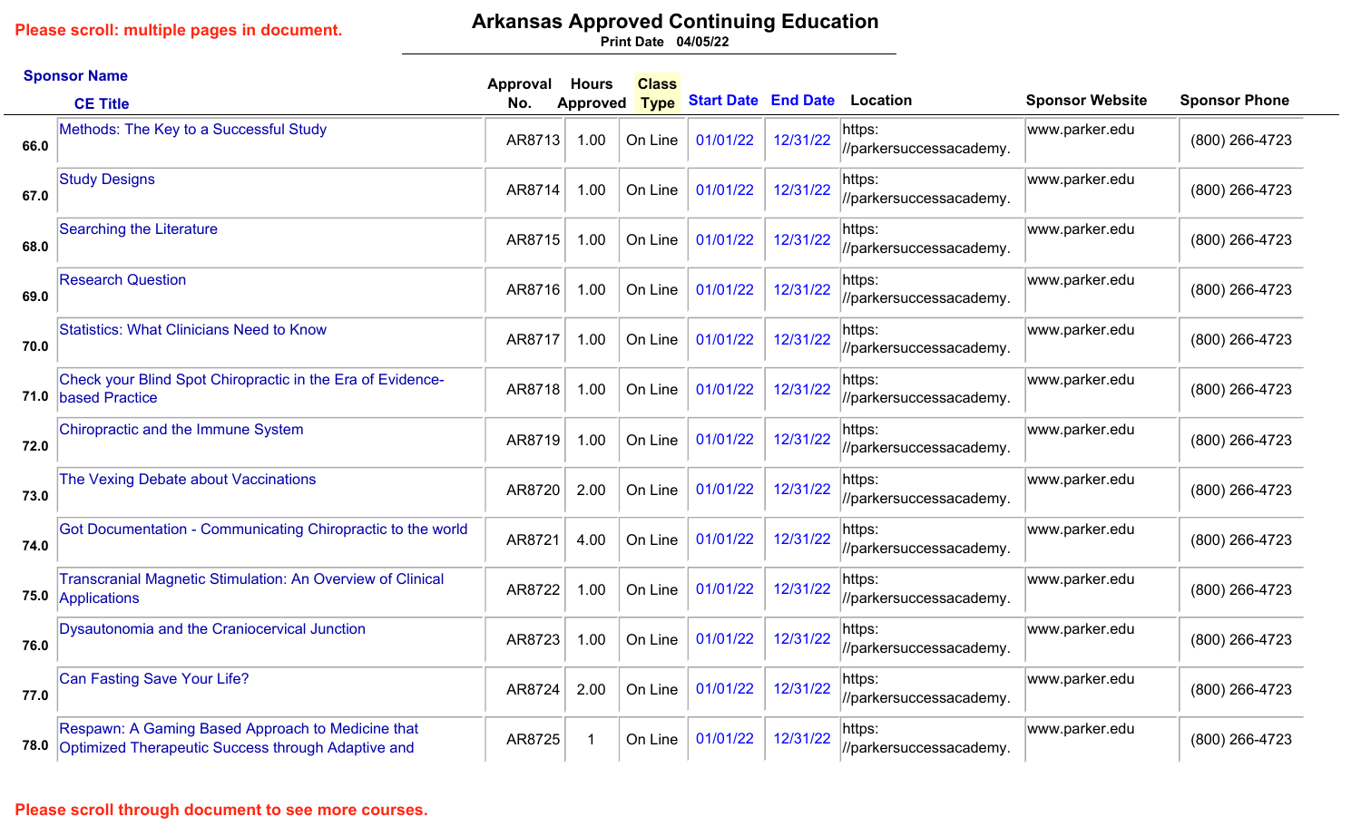Please scroll: multiple pages in document.

# Arkansas Approved Continuing Education

Print Date 04/05/22

| | Sponsor Name / CE Title | Approval No. | Hours Approved | Class Type | Start Date | End Date | Location | Sponsor Website | Sponsor Phone |
|---|---|---|---|---|---|---|---|---|---|
| 66.0 | Methods: The Key to a Successful Study | AR8713 | 1.00 | On Line | 01/01/22 | 12/31/22 | https://parkersuccessacademy. | www.parker.edu | (800) 266-4723 |
| 67.0 | Study Designs | AR8714 | 1.00 | On Line | 01/01/22 | 12/31/22 | https://parkersuccessacademy. | www.parker.edu | (800) 266-4723 |
| 68.0 | Searching the Literature | AR8715 | 1.00 | On Line | 01/01/22 | 12/31/22 | https://parkersuccessacademy. | www.parker.edu | (800) 266-4723 |
| 69.0 | Research Question | AR8716 | 1.00 | On Line | 01/01/22 | 12/31/22 | https://parkersuccessacademy. | www.parker.edu | (800) 266-4723 |
| 70.0 | Statistics: What Clinicians Need to Know | AR8717 | 1.00 | On Line | 01/01/22 | 12/31/22 | https://parkersuccessacademy. | www.parker.edu | (800) 266-4723 |
| 71.0 | Check your Blind Spot Chiropractic in the Era of Evidence-based Practice | AR8718 | 1.00 | On Line | 01/01/22 | 12/31/22 | https://parkersuccessacademy. | www.parker.edu | (800) 266-4723 |
| 72.0 | Chiropractic and the Immune System | AR8719 | 1.00 | On Line | 01/01/22 | 12/31/22 | https://parkersuccessacademy. | www.parker.edu | (800) 266-4723 |
| 73.0 | The Vexing Debate about Vaccinations | AR8720 | 2.00 | On Line | 01/01/22 | 12/31/22 | https://parkersuccessacademy. | www.parker.edu | (800) 266-4723 |
| 74.0 | Got Documentation - Communicating Chiropractic to the world | AR8721 | 4.00 | On Line | 01/01/22 | 12/31/22 | https://parkersuccessacademy. | www.parker.edu | (800) 266-4723 |
| 75.0 | Transcranial Magnetic Stimulation: An Overview of Clinical Applications | AR8722 | 1.00 | On Line | 01/01/22 | 12/31/22 | https://parkersuccessacademy. | www.parker.edu | (800) 266-4723 |
| 76.0 | Dysautonomia and the Craniocervical Junction | AR8723 | 1.00 | On Line | 01/01/22 | 12/31/22 | https://parkersuccessacademy. | www.parker.edu | (800) 266-4723 |
| 77.0 | Can Fasting Save Your Life? | AR8724 | 2.00 | On Line | 01/01/22 | 12/31/22 | https://parkersuccessacademy. | www.parker.edu | (800) 266-4723 |
| 78.0 | Respawn: A Gaming Based Approach to Medicine that Optimized Therapeutic Success through Adaptive and | AR8725 | 1 | On Line | 01/01/22 | 12/31/22 | https://parkersuccessacademy. | www.parker.edu | (800) 266-4723 |

Please scroll through document to see more courses.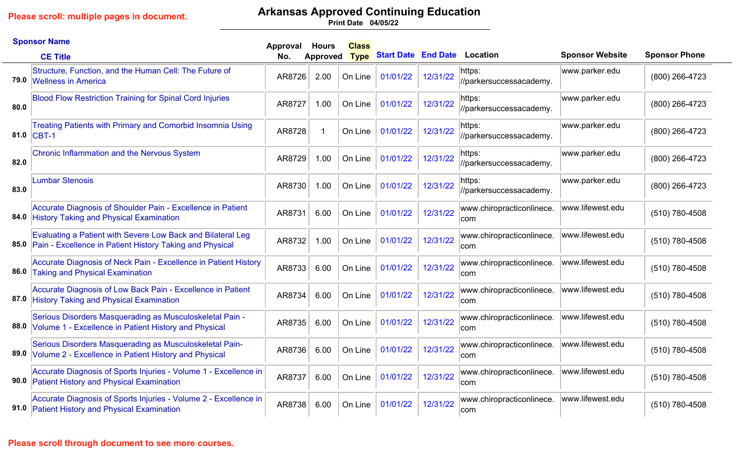Please scroll: multiple pages in document.

# Arkansas Approved Continuing Education

Print Date 04/05/22

| | Sponsor Name / CE Title | Approval No. | Hours Approved | Class Type | Start Date | End Date | Location | Sponsor Website | Sponsor Phone |
|---|---|---|---|---|---|---|---|---|---|
| 79.0 | Structure, Function, and the Human Cell: The Future of Wellness in America | AR8726 | 2.00 | On Line | 01/01/22 | 12/31/22 | https://parkersuccessacademy. | www.parker.edu | (800) 266-4723 |
| 80.0 | Blood Flow Restriction Training for Spinal Cord Injuries | AR8727 | 1.00 | On Line | 01/01/22 | 12/31/22 | https://parkersuccessacademy. | www.parker.edu | (800) 266-4723 |
| 81.0 | Treating Patients with Primary and Comorbid Insomnia Using CBT-1 | AR8728 | 1 | On Line | 01/01/22 | 12/31/22 | https://parkersuccessacademy. | www.parker.edu | (800) 266-4723 |
| 82.0 | Chronic Inflammation and the Nervous System | AR8729 | 1.00 | On Line | 01/01/22 | 12/31/22 | https://parkersuccessacademy. | www.parker.edu | (800) 266-4723 |
| 83.0 | Lumbar Stenosis | AR8730 | 1.00 | On Line | 01/01/22 | 12/31/22 | https://parkersuccessacademy. | www.parker.edu | (800) 266-4723 |
| 84.0 | Accurate Diagnosis of Shoulder Pain - Excellence in Patient History Taking and Physical Examination | AR8731 | 6.00 | On Line | 01/01/22 | 12/31/22 | www.chiropracticonlinece.com | www.lifewest.edu | (510) 780-4508 |
| 85.0 | Evaluating a Patient with Severe Low Back and Bilateral Leg Pain - Excellence in Patient History Taking and Physical | AR8732 | 1.00 | On Line | 01/01/22 | 12/31/22 | www.chiropracticonlinece.com | www.lifewest.edu | (510) 780-4508 |
| 86.0 | Accurate Diagnosis of Neck Pain - Excellence in Patient History Taking and Physical Examination | AR8733 | 6.00 | On Line | 01/01/22 | 12/31/22 | www.chiropracticonlinece.com | www.lifewest.edu | (510) 780-4508 |
| 87.0 | Accurate Diagnosis of Low Back Pain - Excellence in Patient History Taking and Physical Examination | AR8734 | 6.00 | On Line | 01/01/22 | 12/31/22 | www.chiropracticonlinece.com | www.lifewest.edu | (510) 780-4508 |
| 88.0 | Serious Disorders Masquerading as Musculoskeletal Pain - Volume 1 - Excellence in Patient History and Physical | AR8735 | 6.00 | On Line | 01/01/22 | 12/31/22 | www.chiropracticonlinece.com | www.lifewest.edu | (510) 780-4508 |
| 89.0 | Serious Disorders Masquerading as Musculoskeletal Pain- Volume 2 - Excellence in Patient History and Physical | AR8736 | 6.00 | On Line | 01/01/22 | 12/31/22 | www.chiropracticonlinece.com | www.lifewest.edu | (510) 780-4508 |
| 90.0 | Accurate Diagnosis of Sports Injuries - Volume 1 - Excellence in Patient History and Physical Examination | AR8737 | 6.00 | On Line | 01/01/22 | 12/31/22 | www.chiropracticonlinece.com | www.lifewest.edu | (510) 780-4508 |
| 91.0 | Accurate Diagnosis of Sports Injuries - Volume 2 - Excellence in Patient History and Physical Examination | AR8738 | 6.00 | On Line | 01/01/22 | 12/31/22 | www.chiropracticonlinece.com | www.lifewest.edu | (510) 780-4508 |

Please scroll through document to see more courses.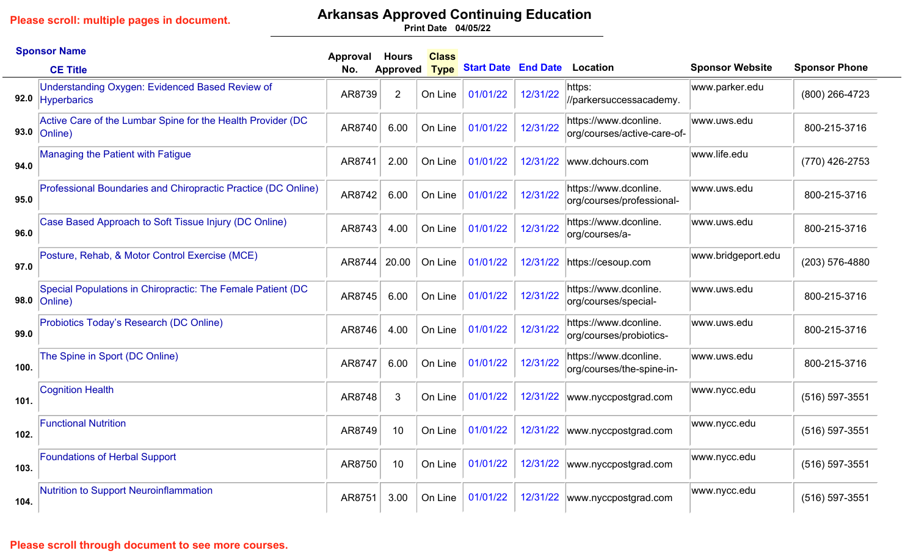Please scroll: multiple pages in document.

# Arkansas Approved Continuing Education

Print Date 04/05/22

| | Sponsor Name / CE Title | Approval No. | Hours Approved | Class Type | Start Date | End Date | Location | Sponsor Website | Sponsor Phone |
|---|---|---|---|---|---|---|---|---|---|
| 92.0 | Understanding Oxygen: Evidenced Based Review of Hyperbarics | AR8739 | 2 | On Line | 01/01/22 | 12/31/22 | https: //parkersuccessacademy. | www.parker.edu | (800) 266-4723 |
| 93.0 | Active Care of the Lumbar Spine for the Health Provider (DC Online) | AR8740 | 6.00 | On Line | 01/01/22 | 12/31/22 | https://www.dconline. org/courses/active-care-of- | www.uws.edu | 800-215-3716 |
| 94.0 | Managing the Patient with Fatigue | AR8741 | 2.00 | On Line | 01/01/22 | 12/31/22 | www.dchours.com | www.life.edu | (770) 426-2753 |
| 95.0 | Professional Boundaries and Chiropractic Practice (DC Online) | AR8742 | 6.00 | On Line | 01/01/22 | 12/31/22 | https://www.dconline. org/courses/professional- | www.uws.edu | 800-215-3716 |
| 96.0 | Case Based Approach to Soft Tissue Injury (DC Online) | AR8743 | 4.00 | On Line | 01/01/22 | 12/31/22 | https://www.dconline. org/courses/a- | www.uws.edu | 800-215-3716 |
| 97.0 | Posture, Rehab, & Motor Control Exercise (MCE) | AR8744 | 20.00 | On Line | 01/01/22 | 12/31/22 | https://cesoup.com | www.bridgeport.edu | (203) 576-4880 |
| 98.0 | Special Populations in Chiropractic: The Female Patient (DC Online) | AR8745 | 6.00 | On Line | 01/01/22 | 12/31/22 | https://www.dconline. org/courses/special- | www.uws.edu | 800-215-3716 |
| 99.0 | Probiotics Today's Research (DC Online) | AR8746 | 4.00 | On Line | 01/01/22 | 12/31/22 | https://www.dconline. org/courses/probiotics- | www.uws.edu | 800-215-3716 |
| 100. | The Spine in Sport (DC Online) | AR8747 | 6.00 | On Line | 01/01/22 | 12/31/22 | https://www.dconline. org/courses/the-spine-in- | www.uws.edu | 800-215-3716 |
| 101. | Cognition Health | AR8748 | 3 | On Line | 01/01/22 | 12/31/22 | www.nyccpostgrad.com | www.nycc.edu | (516) 597-3551 |
| 102. | Functional Nutrition | AR8749 | 10 | On Line | 01/01/22 | 12/31/22 | www.nyccpostgrad.com | www.nycc.edu | (516) 597-3551 |
| 103. | Foundations of Herbal Support | AR8750 | 10 | On Line | 01/01/22 | 12/31/22 | www.nyccpostgrad.com | www.nycc.edu | (516) 597-3551 |
| 104. | Nutrition to Support Neuroinflammation | AR8751 | 3.00 | On Line | 01/01/22 | 12/31/22 | www.nyccpostgrad.com | www.nycc.edu | (516) 597-3551 |

Please scroll through document to see more courses.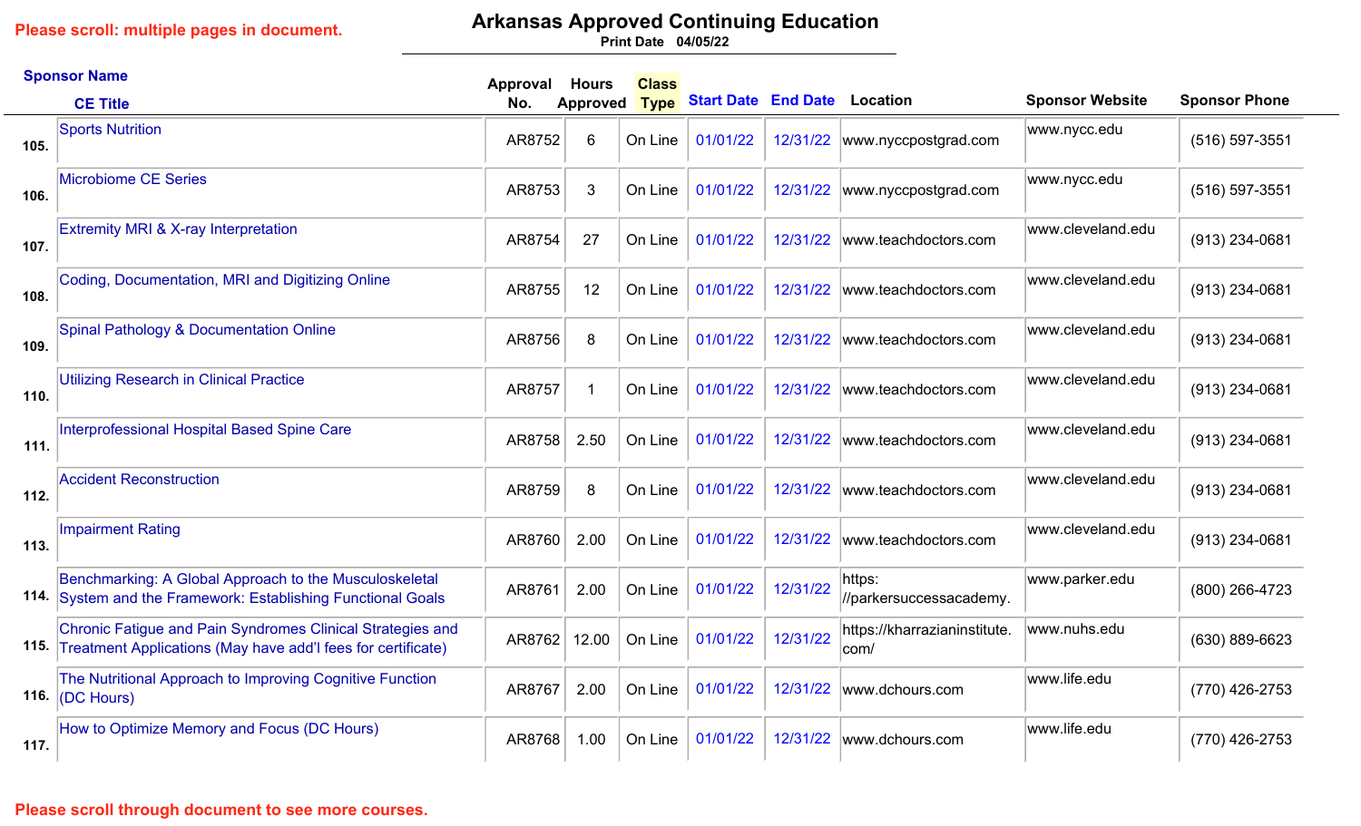Please scroll: multiple pages in document.

# Arkansas Approved Continuing Education

Print Date 04/05/22

| # | Sponsor Name / CE Title | Approval No. | Hours Approved | Class Type | Start Date | End Date | Location | Sponsor Website | Sponsor Phone |
|---|---|---|---|---|---|---|---|---|---|
| 105. | Sports Nutrition | AR8752 | 6 | On Line | 01/01/22 | 12/31/22 | www.nyccpostgrad.com | www.nycc.edu | (516) 597-3551 |
| 106. | Microbiome CE Series | AR8753 | 3 | On Line | 01/01/22 | 12/31/22 | www.nyccpostgrad.com | www.nycc.edu | (516) 597-3551 |
| 107. | Extremity MRI & X-ray Interpretation | AR8754 | 27 | On Line | 01/01/22 | 12/31/22 | www.teachdoctors.com | www.cleveland.edu | (913) 234-0681 |
| 108. | Coding, Documentation, MRI and Digitizing Online | AR8755 | 12 | On Line | 01/01/22 | 12/31/22 | www.teachdoctors.com | www.cleveland.edu | (913) 234-0681 |
| 109. | Spinal Pathology & Documentation Online | AR8756 | 8 | On Line | 01/01/22 | 12/31/22 | www.teachdoctors.com | www.cleveland.edu | (913) 234-0681 |
| 110. | Utilizing Research in Clinical Practice | AR8757 | 1 | On Line | 01/01/22 | 12/31/22 | www.teachdoctors.com | www.cleveland.edu | (913) 234-0681 |
| 111. | Interprofessional Hospital Based Spine Care | AR8758 | 2.50 | On Line | 01/01/22 | 12/31/22 | www.teachdoctors.com | www.cleveland.edu | (913) 234-0681 |
| 112. | Accident Reconstruction | AR8759 | 8 | On Line | 01/01/22 | 12/31/22 | www.teachdoctors.com | www.cleveland.edu | (913) 234-0681 |
| 113. | Impairment Rating | AR8760 | 2.00 | On Line | 01/01/22 | 12/31/22 | www.teachdoctors.com | www.cleveland.edu | (913) 234-0681 |
| 114. | Benchmarking: A Global Approach to the Musculoskeletal System and the Framework: Establishing Functional Goals | AR8761 | 2.00 | On Line | 01/01/22 | 12/31/22 | https://parkersuccessacademy. | www.parker.edu | (800) 266-4723 |
| 115. | Chronic Fatigue and Pain Syndromes Clinical Strategies and Treatment Applications (May have add'l fees for certificate) | AR8762 | 12.00 | On Line | 01/01/22 | 12/31/22 | https://kharrazianinstitute.com/ | www.nuhs.edu | (630) 889-6623 |
| 116. | The Nutritional Approach to Improving Cognitive Function (DC Hours) | AR8767 | 2.00 | On Line | 01/01/22 | 12/31/22 | www.dchours.com | www.life.edu | (770) 426-2753 |
| 117. | How to Optimize Memory and Focus (DC Hours) | AR8768 | 1.00 | On Line | 01/01/22 | 12/31/22 | www.dchours.com | www.life.edu | (770) 426-2753 |

Please scroll through document to see more courses.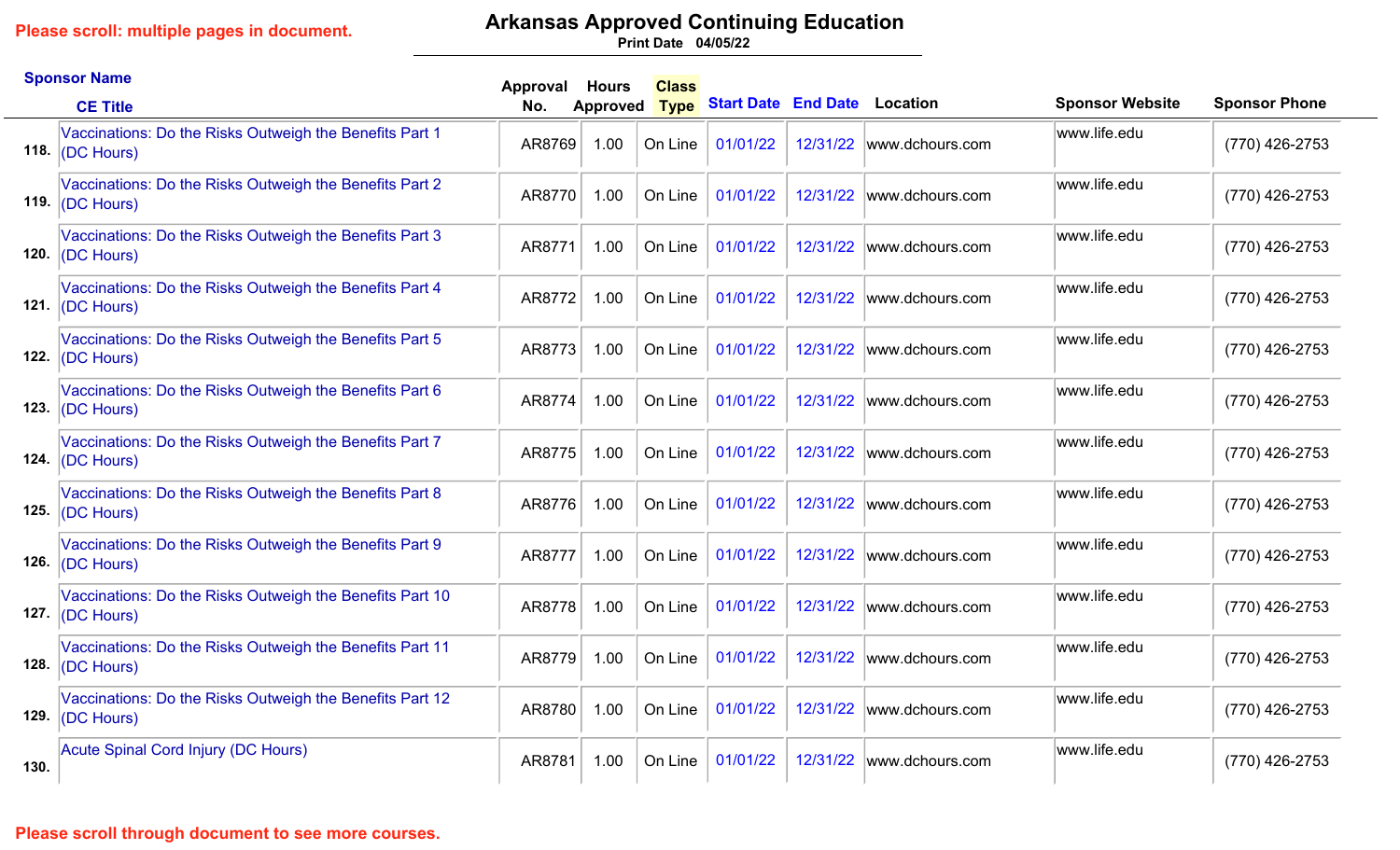Please scroll: multiple pages in document.

# Arkansas Approved Continuing Education

Print Date 04/05/22

| # | Sponsor Name / CE Title | Approval No. | Hours Approved | Class Type | Start Date | End Date | Location | Sponsor Website | Sponsor Phone |
|---|---|---|---|---|---|---|---|---|---|
| 118. | Vaccinations: Do the Risks Outweigh the Benefits Part 1 (DC Hours) | AR8769 | 1.00 | On Line | 01/01/22 | 12/31/22 | www.dchours.com | www.life.edu | (770) 426-2753 |
| 119. | Vaccinations: Do the Risks Outweigh the Benefits Part 2 (DC Hours) | AR8770 | 1.00 | On Line | 01/01/22 | 12/31/22 | www.dchours.com | www.life.edu | (770) 426-2753 |
| 120. | Vaccinations: Do the Risks Outweigh the Benefits Part 3 (DC Hours) | AR8771 | 1.00 | On Line | 01/01/22 | 12/31/22 | www.dchours.com | www.life.edu | (770) 426-2753 |
| 121. | Vaccinations: Do the Risks Outweigh the Benefits Part 4 (DC Hours) | AR8772 | 1.00 | On Line | 01/01/22 | 12/31/22 | www.dchours.com | www.life.edu | (770) 426-2753 |
| 122. | Vaccinations: Do the Risks Outweigh the Benefits Part 5 (DC Hours) | AR8773 | 1.00 | On Line | 01/01/22 | 12/31/22 | www.dchours.com | www.life.edu | (770) 426-2753 |
| 123. | Vaccinations: Do the Risks Outweigh the Benefits Part 6 (DC Hours) | AR8774 | 1.00 | On Line | 01/01/22 | 12/31/22 | www.dchours.com | www.life.edu | (770) 426-2753 |
| 124. | Vaccinations: Do the Risks Outweigh the Benefits Part 7 (DC Hours) | AR8775 | 1.00 | On Line | 01/01/22 | 12/31/22 | www.dchours.com | www.life.edu | (770) 426-2753 |
| 125. | Vaccinations: Do the Risks Outweigh the Benefits Part 8 (DC Hours) | AR8776 | 1.00 | On Line | 01/01/22 | 12/31/22 | www.dchours.com | www.life.edu | (770) 426-2753 |
| 126. | Vaccinations: Do the Risks Outweigh the Benefits Part 9 (DC Hours) | AR8777 | 1.00 | On Line | 01/01/22 | 12/31/22 | www.dchours.com | www.life.edu | (770) 426-2753 |
| 127. | Vaccinations: Do the Risks Outweigh the Benefits Part 10 (DC Hours) | AR8778 | 1.00 | On Line | 01/01/22 | 12/31/22 | www.dchours.com | www.life.edu | (770) 426-2753 |
| 128. | Vaccinations: Do the Risks Outweigh the Benefits Part 11 (DC Hours) | AR8779 | 1.00 | On Line | 01/01/22 | 12/31/22 | www.dchours.com | www.life.edu | (770) 426-2753 |
| 129. | Vaccinations: Do the Risks Outweigh the Benefits Part 12 (DC Hours) | AR8780 | 1.00 | On Line | 01/01/22 | 12/31/22 | www.dchours.com | www.life.edu | (770) 426-2753 |
| 130. | Acute Spinal Cord Injury (DC Hours) | AR8781 | 1.00 | On Line | 01/01/22 | 12/31/22 | www.dchours.com | www.life.edu | (770) 426-2753 |

Please scroll through document to see more courses.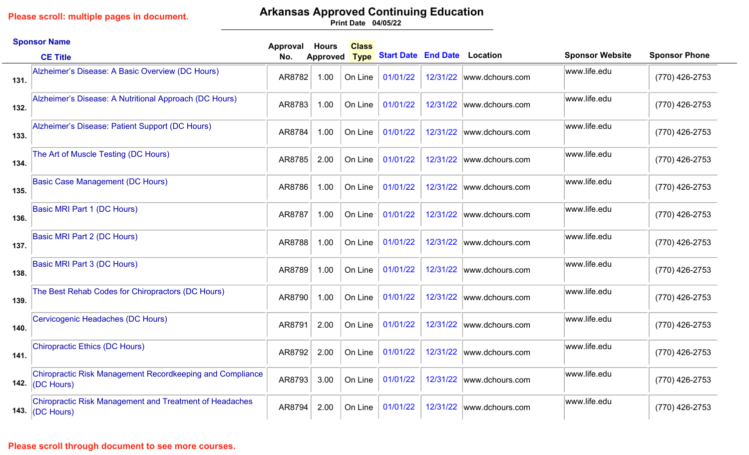Please scroll: multiple pages in document.

# Arkansas Approved Continuing Education

Print Date 04/05/22

| | Sponsor Name / CE Title | Approval No. | Hours Approved | Class Type | Start Date | End Date | Location | Sponsor Website | Sponsor Phone |
|---|---|---|---|---|---|---|---|---|---|
| 131. | Alzheimer's Disease: A Basic Overview (DC Hours) | AR8782 | 1.00 | On Line | 01/01/22 | 12/31/22 | www.dchours.com | www.life.edu | (770) 426-2753 |
| 132. | Alzheimer's Disease: A Nutritional Approach (DC Hours) | AR8783 | 1.00 | On Line | 01/01/22 | 12/31/22 | www.dchours.com | www.life.edu | (770) 426-2753 |
| 133. | Alzheimer's Disease: Patient Support (DC Hours) | AR8784 | 1.00 | On Line | 01/01/22 | 12/31/22 | www.dchours.com | www.life.edu | (770) 426-2753 |
| 134. | The Art of Muscle Testing (DC Hours) | AR8785 | 2.00 | On Line | 01/01/22 | 12/31/22 | www.dchours.com | www.life.edu | (770) 426-2753 |
| 135. | Basic Case Management (DC Hours) | AR8786 | 1.00 | On Line | 01/01/22 | 12/31/22 | www.dchours.com | www.life.edu | (770) 426-2753 |
| 136. | Basic MRI Part 1 (DC Hours) | AR8787 | 1.00 | On Line | 01/01/22 | 12/31/22 | www.dchours.com | www.life.edu | (770) 426-2753 |
| 137. | Basic MRI Part 2 (DC Hours) | AR8788 | 1.00 | On Line | 01/01/22 | 12/31/22 | www.dchours.com | www.life.edu | (770) 426-2753 |
| 138. | Basic MRI Part 3 (DC Hours) | AR8789 | 1.00 | On Line | 01/01/22 | 12/31/22 | www.dchours.com | www.life.edu | (770) 426-2753 |
| 139. | The Best Rehab Codes for Chiropractors (DC Hours) | AR8790 | 1.00 | On Line | 01/01/22 | 12/31/22 | www.dchours.com | www.life.edu | (770) 426-2753 |
| 140. | Cervicogenic Headaches (DC Hours) | AR8791 | 2.00 | On Line | 01/01/22 | 12/31/22 | www.dchours.com | www.life.edu | (770) 426-2753 |
| 141. | Chiropractic Ethics (DC Hours) | AR8792 | 2.00 | On Line | 01/01/22 | 12/31/22 | www.dchours.com | www.life.edu | (770) 426-2753 |
| 142. | Chiropractic Risk Management Recordkeeping and Compliance (DC Hours) | AR8793 | 3.00 | On Line | 01/01/22 | 12/31/22 | www.dchours.com | www.life.edu | (770) 426-2753 |
| 143. | Chiropractic Risk Management and Treatment of Headaches (DC Hours) | AR8794 | 2.00 | On Line | 01/01/22 | 12/31/22 | www.dchours.com | www.life.edu | (770) 426-2753 |

Please scroll through document to see more courses.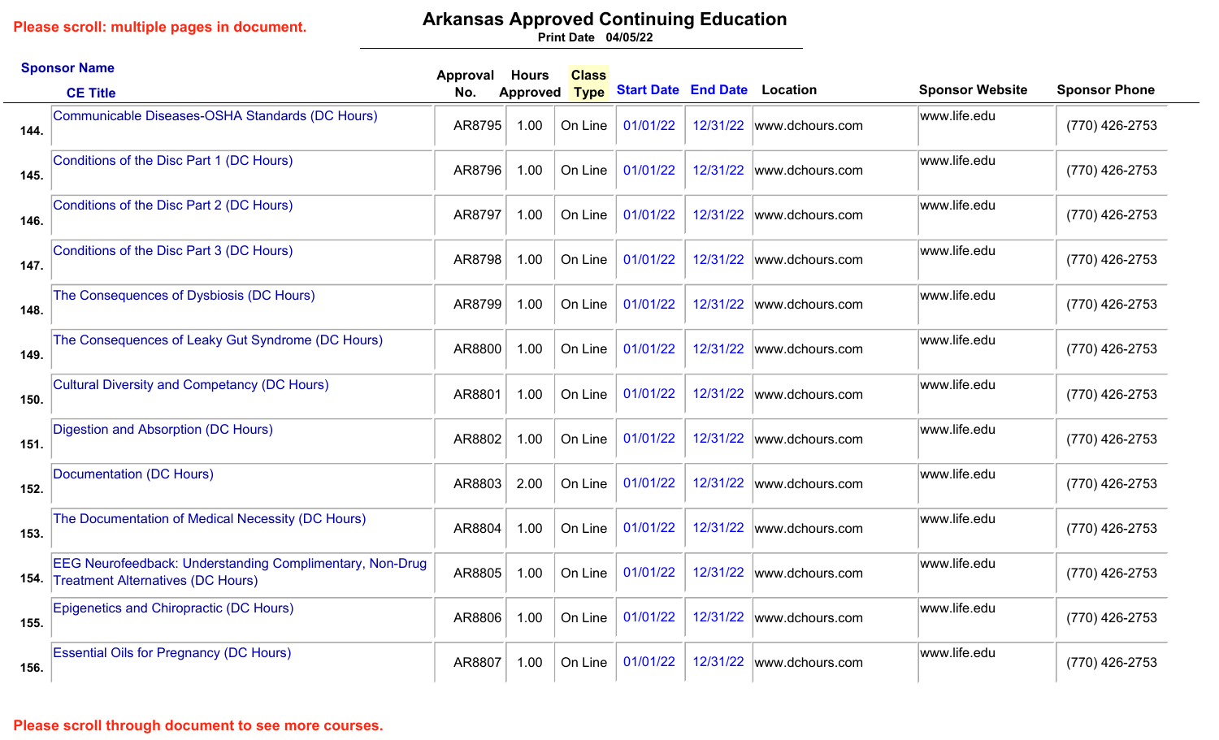Please scroll: multiple pages in document.

# Arkansas Approved Continuing Education

Print Date 04/05/22

| | Sponsor Name / CE Title | Approval No. | Hours Approved | Class Type | Start Date | End Date | Location | Sponsor Website | Sponsor Phone |
|---|---|---|---|---|---|---|---|---|---|
| 144. | Communicable Diseases-OSHA Standards (DC Hours) | AR8795 | 1.00 | On Line | 01/01/22 | 12/31/22 | www.dchours.com | www.life.edu | (770) 426-2753 |
| 145. | Conditions of the Disc Part 1 (DC Hours) | AR8796 | 1.00 | On Line | 01/01/22 | 12/31/22 | www.dchours.com | www.life.edu | (770) 426-2753 |
| 146. | Conditions of the Disc Part 2 (DC Hours) | AR8797 | 1.00 | On Line | 01/01/22 | 12/31/22 | www.dchours.com | www.life.edu | (770) 426-2753 |
| 147. | Conditions of the Disc Part 3 (DC Hours) | AR8798 | 1.00 | On Line | 01/01/22 | 12/31/22 | www.dchours.com | www.life.edu | (770) 426-2753 |
| 148. | The Consequences of Dysbiosis (DC Hours) | AR8799 | 1.00 | On Line | 01/01/22 | 12/31/22 | www.dchours.com | www.life.edu | (770) 426-2753 |
| 149. | The Consequences of Leaky Gut Syndrome (DC Hours) | AR8800 | 1.00 | On Line | 01/01/22 | 12/31/22 | www.dchours.com | www.life.edu | (770) 426-2753 |
| 150. | Cultural Diversity and Competancy (DC Hours) | AR8801 | 1.00 | On Line | 01/01/22 | 12/31/22 | www.dchours.com | www.life.edu | (770) 426-2753 |
| 151. | Digestion and Absorption (DC Hours) | AR8802 | 1.00 | On Line | 01/01/22 | 12/31/22 | www.dchours.com | www.life.edu | (770) 426-2753 |
| 152. | Documentation (DC Hours) | AR8803 | 2.00 | On Line | 01/01/22 | 12/31/22 | www.dchours.com | www.life.edu | (770) 426-2753 |
| 153. | The Documentation of Medical Necessity (DC Hours) | AR8804 | 1.00 | On Line | 01/01/22 | 12/31/22 | www.dchours.com | www.life.edu | (770) 426-2753 |
| 154. | EEG Neurofeedback: Understanding Complimentary, Non-Drug Treatment Alternatives (DC Hours) | AR8805 | 1.00 | On Line | 01/01/22 | 12/31/22 | www.dchours.com | www.life.edu | (770) 426-2753 |
| 155. | Epigenetics and Chiropractic (DC Hours) | AR8806 | 1.00 | On Line | 01/01/22 | 12/31/22 | www.dchours.com | www.life.edu | (770) 426-2753 |
| 156. | Essential Oils for Pregnancy (DC Hours) | AR8807 | 1.00 | On Line | 01/01/22 | 12/31/22 | www.dchours.com | www.life.edu | (770) 426-2753 |

Please scroll through document to see more courses.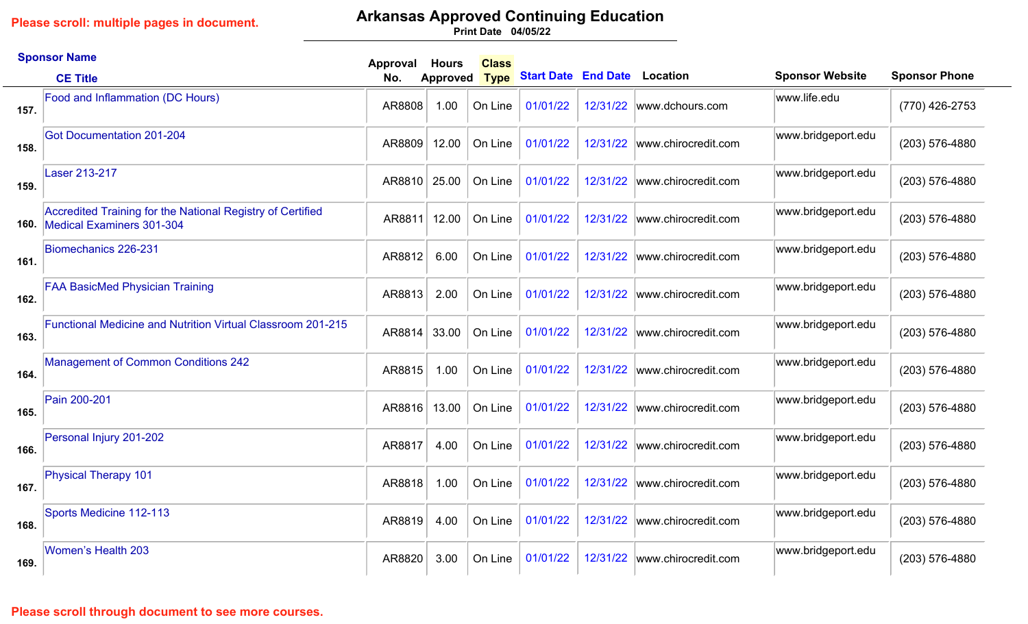Please scroll: multiple pages in document.

# Arkansas Approved Continuing Education

Print Date 04/05/22

| | Sponsor Name / CE Title | Approval No. | Hours Approved | Class Type | Start Date | End Date | Location | Sponsor Website | Sponsor Phone |
|---|---|---|---|---|---|---|---|---|---|
| 157. | Food and Inflammation (DC Hours) | AR8808 | 1.00 | On Line | 01/01/22 | 12/31/22 | www.dchours.com | www.life.edu | (770) 426-2753 |
| 158. | Got Documentation 201-204 | AR8809 | 12.00 | On Line | 01/01/22 | 12/31/22 | www.chirocredit.com | www.bridgeport.edu | (203) 576-4880 |
| 159. | Laser 213-217 | AR8810 | 25.00 | On Line | 01/01/22 | 12/31/22 | www.chirocredit.com | www.bridgeport.edu | (203) 576-4880 |
| 160. | Accredited Training for the National Registry of Certified Medical Examiners 301-304 | AR8811 | 12.00 | On Line | 01/01/22 | 12/31/22 | www.chirocredit.com | www.bridgeport.edu | (203) 576-4880 |
| 161. | Biomechanics 226-231 | AR8812 | 6.00 | On Line | 01/01/22 | 12/31/22 | www.chirocredit.com | www.bridgeport.edu | (203) 576-4880 |
| 162. | FAA BasicMed Physician Training | AR8813 | 2.00 | On Line | 01/01/22 | 12/31/22 | www.chirocredit.com | www.bridgeport.edu | (203) 576-4880 |
| 163. | Functional Medicine and Nutrition Virtual Classroom 201-215 | AR8814 | 33.00 | On Line | 01/01/22 | 12/31/22 | www.chirocredit.com | www.bridgeport.edu | (203) 576-4880 |
| 164. | Management of Common Conditions 242 | AR8815 | 1.00 | On Line | 01/01/22 | 12/31/22 | www.chirocredit.com | www.bridgeport.edu | (203) 576-4880 |
| 165. | Pain 200-201 | AR8816 | 13.00 | On Line | 01/01/22 | 12/31/22 | www.chirocredit.com | www.bridgeport.edu | (203) 576-4880 |
| 166. | Personal Injury 201-202 | AR8817 | 4.00 | On Line | 01/01/22 | 12/31/22 | www.chirocredit.com | www.bridgeport.edu | (203) 576-4880 |
| 167. | Physical Therapy 101 | AR8818 | 1.00 | On Line | 01/01/22 | 12/31/22 | www.chirocredit.com | www.bridgeport.edu | (203) 576-4880 |
| 168. | Sports Medicine 112-113 | AR8819 | 4.00 | On Line | 01/01/22 | 12/31/22 | www.chirocredit.com | www.bridgeport.edu | (203) 576-4880 |
| 169. | Women's Health 203 | AR8820 | 3.00 | On Line | 01/01/22 | 12/31/22 | www.chirocredit.com | www.bridgeport.edu | (203) 576-4880 |

Please scroll through document to see more courses.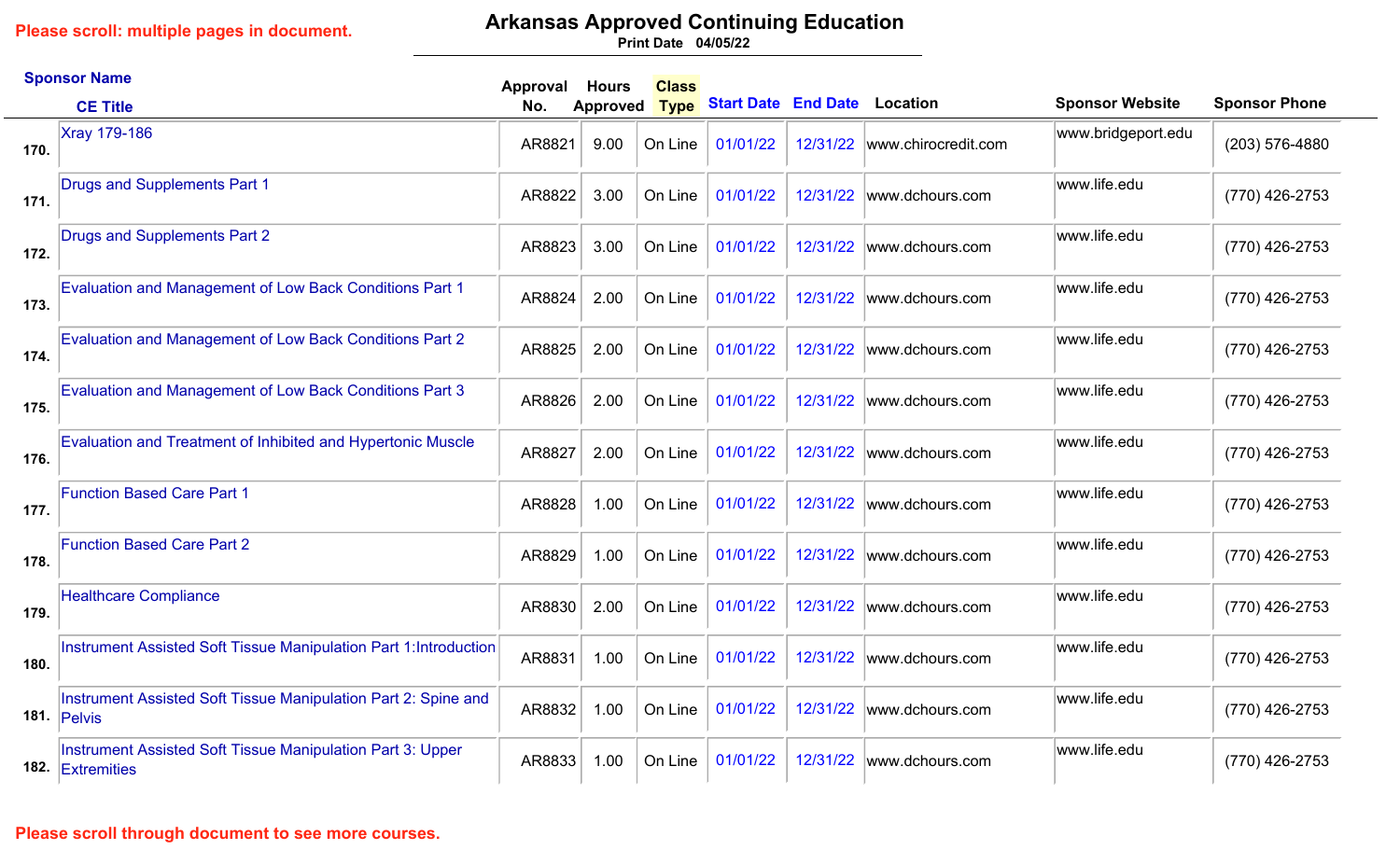Please scroll: multiple pages in document.

# Arkansas Approved Continuing Education

Print Date 04/05/22

| | Sponsor Name / CE Title | Approval No. | Hours Approved | Class Type | Start Date | End Date | Location | Sponsor Website | Sponsor Phone |
|---|---|---|---|---|---|---|---|---|---|
| 170. | Xray 179-186 | AR8821 | 9.00 | On Line | 01/01/22 | 12/31/22 | www.chirocredit.com | www.bridgeport.edu | (203) 576-4880 |
| 171. | Drugs and Supplements Part 1 | AR8822 | 3.00 | On Line | 01/01/22 | 12/31/22 | www.dchours.com | www.life.edu | (770) 426-2753 |
| 172. | Drugs and Supplements Part 2 | AR8823 | 3.00 | On Line | 01/01/22 | 12/31/22 | www.dchours.com | www.life.edu | (770) 426-2753 |
| 173. | Evaluation and Management of Low Back Conditions Part 1 | AR8824 | 2.00 | On Line | 01/01/22 | 12/31/22 | www.dchours.com | www.life.edu | (770) 426-2753 |
| 174. | Evaluation and Management of Low Back Conditions Part 2 | AR8825 | 2.00 | On Line | 01/01/22 | 12/31/22 | www.dchours.com | www.life.edu | (770) 426-2753 |
| 175. | Evaluation and Management of Low Back Conditions Part 3 | AR8826 | 2.00 | On Line | 01/01/22 | 12/31/22 | www.dchours.com | www.life.edu | (770) 426-2753 |
| 176. | Evaluation and Treatment of Inhibited and Hypertonic Muscle | AR8827 | 2.00 | On Line | 01/01/22 | 12/31/22 | www.dchours.com | www.life.edu | (770) 426-2753 |
| 177. | Function Based Care Part 1 | AR8828 | 1.00 | On Line | 01/01/22 | 12/31/22 | www.dchours.com | www.life.edu | (770) 426-2753 |
| 178. | Function Based Care Part 2 | AR8829 | 1.00 | On Line | 01/01/22 | 12/31/22 | www.dchours.com | www.life.edu | (770) 426-2753 |
| 179. | Healthcare Compliance | AR8830 | 2.00 | On Line | 01/01/22 | 12/31/22 | www.dchours.com | www.life.edu | (770) 426-2753 |
| 180. | Instrument Assisted Soft Tissue Manipulation Part 1:Introduction | AR8831 | 1.00 | On Line | 01/01/22 | 12/31/22 | www.dchours.com | www.life.edu | (770) 426-2753 |
| 181. | Instrument Assisted Soft Tissue Manipulation Part 2: Spine and Pelvis | AR8832 | 1.00 | On Line | 01/01/22 | 12/31/22 | www.dchours.com | www.life.edu | (770) 426-2753 |
| 182. | Instrument Assisted Soft Tissue Manipulation Part 3: Upper Extremities | AR8833 | 1.00 | On Line | 01/01/22 | 12/31/22 | www.dchours.com | www.life.edu | (770) 426-2753 |

Please scroll through document to see more courses.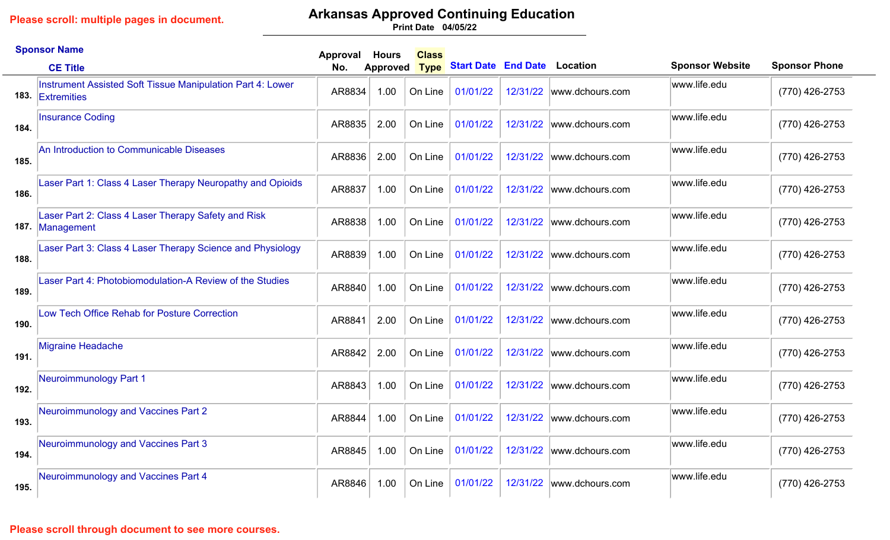Please scroll: multiple pages in document.

# Arkansas Approved Continuing Education

Print Date 04/05/22

| # | Sponsor Name / CE Title | Approval No. | Hours Approved | Class Type | Start Date | End Date | Location | Sponsor Website | Sponsor Phone |
|---|---|---|---|---|---|---|---|---|---|
| 183. | Instrument Assisted Soft Tissue Manipulation Part 4: Lower Extremities | AR8834 | 1.00 | On Line | 01/01/22 | 12/31/22 | www.dchours.com | www.life.edu | (770) 426-2753 |
| 184. | Insurance Coding | AR8835 | 2.00 | On Line | 01/01/22 | 12/31/22 | www.dchours.com | www.life.edu | (770) 426-2753 |
| 185. | An Introduction to Communicable Diseases | AR8836 | 2.00 | On Line | 01/01/22 | 12/31/22 | www.dchours.com | www.life.edu | (770) 426-2753 |
| 186. | Laser Part 1: Class 4 Laser Therapy Neuropathy and Opioids | AR8837 | 1.00 | On Line | 01/01/22 | 12/31/22 | www.dchours.com | www.life.edu | (770) 426-2753 |
| 187. | Laser Part 2: Class 4 Laser Therapy Safety and Risk Management | AR8838 | 1.00 | On Line | 01/01/22 | 12/31/22 | www.dchours.com | www.life.edu | (770) 426-2753 |
| 188. | Laser Part 3: Class 4 Laser Therapy Science and Physiology | AR8839 | 1.00 | On Line | 01/01/22 | 12/31/22 | www.dchours.com | www.life.edu | (770) 426-2753 |
| 189. | Laser Part 4: Photobiomodulation-A Review of the Studies | AR8840 | 1.00 | On Line | 01/01/22 | 12/31/22 | www.dchours.com | www.life.edu | (770) 426-2753 |
| 190. | Low Tech Office Rehab for Posture Correction | AR8841 | 2.00 | On Line | 01/01/22 | 12/31/22 | www.dchours.com | www.life.edu | (770) 426-2753 |
| 191. | Migraine Headache | AR8842 | 2.00 | On Line | 01/01/22 | 12/31/22 | www.dchours.com | www.life.edu | (770) 426-2753 |
| 192. | Neuroimmunology Part 1 | AR8843 | 1.00 | On Line | 01/01/22 | 12/31/22 | www.dchours.com | www.life.edu | (770) 426-2753 |
| 193. | Neuroimmunology and Vaccines Part 2 | AR8844 | 1.00 | On Line | 01/01/22 | 12/31/22 | www.dchours.com | www.life.edu | (770) 426-2753 |
| 194. | Neuroimmunology and Vaccines Part 3 | AR8845 | 1.00 | On Line | 01/01/22 | 12/31/22 | www.dchours.com | www.life.edu | (770) 426-2753 |
| 195. | Neuroimmunology and Vaccines Part 4 | AR8846 | 1.00 | On Line | 01/01/22 | 12/31/22 | www.dchours.com | www.life.edu | (770) 426-2753 |

Please scroll through document to see more courses.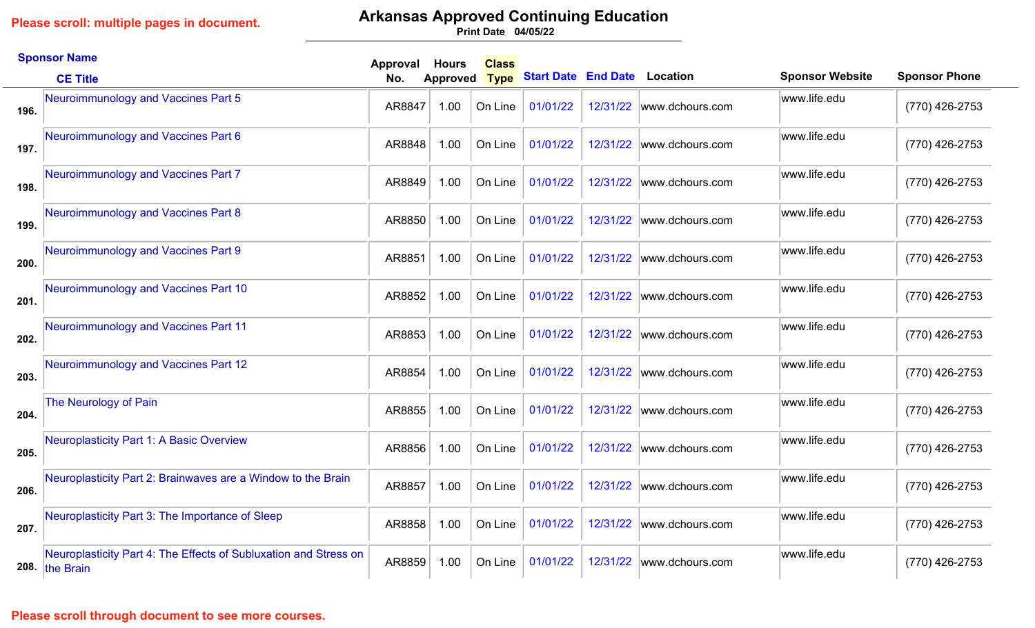Please scroll: multiple pages in document.

# Arkansas Approved Continuing Education

Print Date 04/05/22

| # | Sponsor Name / CE Title | Approval No. | Hours Approved | Class Type | Start Date | End Date | Location | Sponsor Website | Sponsor Phone |
|---|---|---|---|---|---|---|---|---|---|
| 196. | Neuroimmunology and Vaccines Part 5 | AR8847 | 1.00 | On Line | 01/01/22 | 12/31/22 | www.dchours.com | www.life.edu | (770) 426-2753 |
| 197. | Neuroimmunology and Vaccines Part 6 | AR8848 | 1.00 | On Line | 01/01/22 | 12/31/22 | www.dchours.com | www.life.edu | (770) 426-2753 |
| 198. | Neuroimmunology and Vaccines Part 7 | AR8849 | 1.00 | On Line | 01/01/22 | 12/31/22 | www.dchours.com | www.life.edu | (770) 426-2753 |
| 199. | Neuroimmunology and Vaccines Part 8 | AR8850 | 1.00 | On Line | 01/01/22 | 12/31/22 | www.dchours.com | www.life.edu | (770) 426-2753 |
| 200. | Neuroimmunology and Vaccines Part 9 | AR8851 | 1.00 | On Line | 01/01/22 | 12/31/22 | www.dchours.com | www.life.edu | (770) 426-2753 |
| 201. | Neuroimmunology and Vaccines Part 10 | AR8852 | 1.00 | On Line | 01/01/22 | 12/31/22 | www.dchours.com | www.life.edu | (770) 426-2753 |
| 202. | Neuroimmunology and Vaccines Part 11 | AR8853 | 1.00 | On Line | 01/01/22 | 12/31/22 | www.dchours.com | www.life.edu | (770) 426-2753 |
| 203. | Neuroimmunology and Vaccines Part 12 | AR8854 | 1.00 | On Line | 01/01/22 | 12/31/22 | www.dchours.com | www.life.edu | (770) 426-2753 |
| 204. | The Neurology of Pain | AR8855 | 1.00 | On Line | 01/01/22 | 12/31/22 | www.dchours.com | www.life.edu | (770) 426-2753 |
| 205. | Neuroplasticity Part 1: A Basic Overview | AR8856 | 1.00 | On Line | 01/01/22 | 12/31/22 | www.dchours.com | www.life.edu | (770) 426-2753 |
| 206. | Neuroplasticity Part 2: Brainwaves are a Window to the Brain | AR8857 | 1.00 | On Line | 01/01/22 | 12/31/22 | www.dchours.com | www.life.edu | (770) 426-2753 |
| 207. | Neuroplasticity Part 3: The Importance of Sleep | AR8858 | 1.00 | On Line | 01/01/22 | 12/31/22 | www.dchours.com | www.life.edu | (770) 426-2753 |
| 208. | Neuroplasticity Part 4: The Effects of Subluxation and Stress on the Brain | AR8859 | 1.00 | On Line | 01/01/22 | 12/31/22 | www.dchours.com | www.life.edu | (770) 426-2753 |

Please scroll through document to see more courses.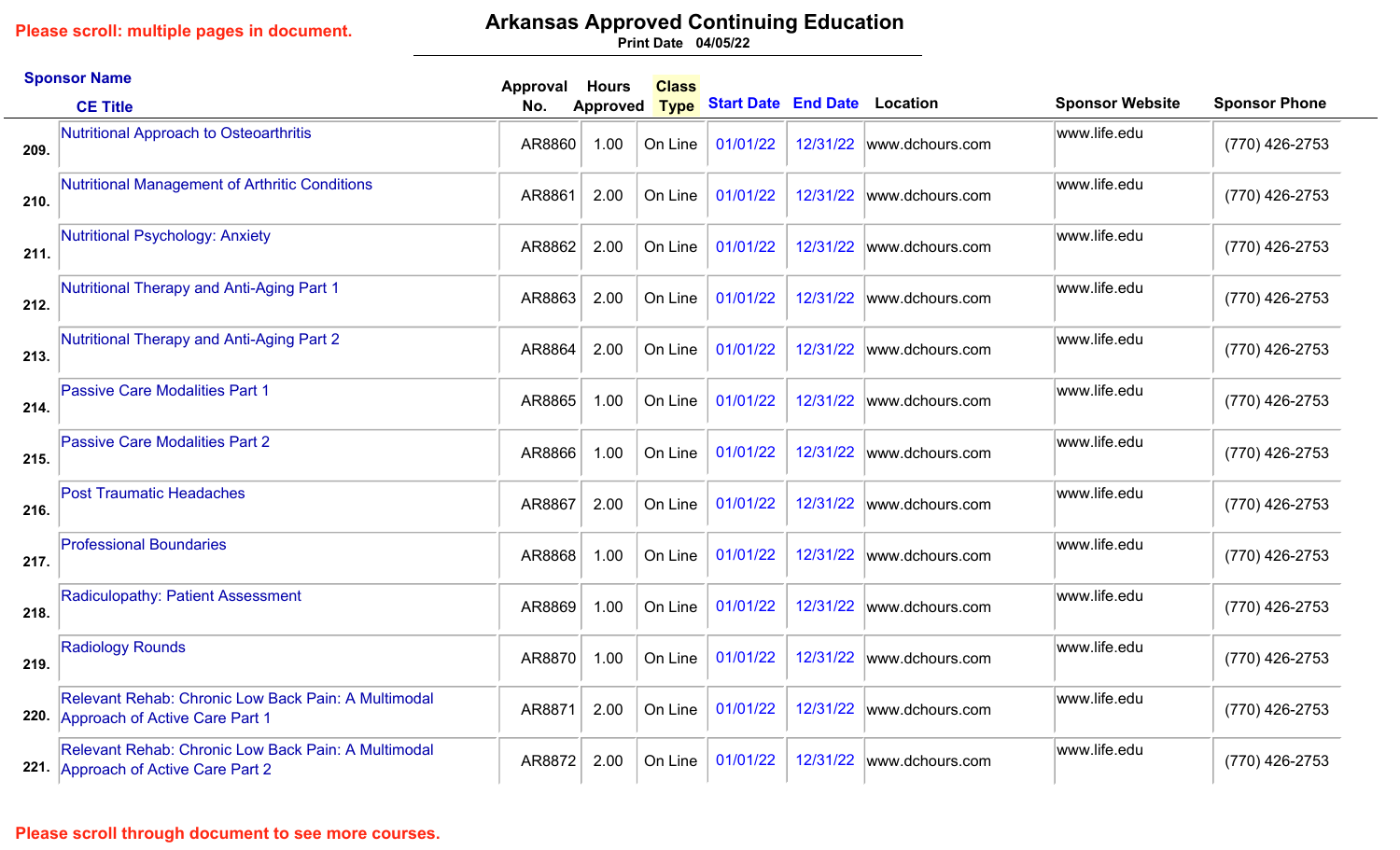Please scroll: multiple pages in document.

# Arkansas Approved Continuing Education

Print Date 04/05/22

| # | Sponsor Name / CE Title | Approval No. | Hours Approved | Class Type | Start Date | End Date | Location | Sponsor Website | Sponsor Phone |
|---|---|---|---|---|---|---|---|---|---|
| 209. | Nutritional Approach to Osteoarthritis | AR8860 | 1.00 | On Line | 01/01/22 | 12/31/22 | www.dchours.com | www.life.edu | (770) 426-2753 |
| 210. | Nutritional Management of Arthritic Conditions | AR8861 | 2.00 | On Line | 01/01/22 | 12/31/22 | www.dchours.com | www.life.edu | (770) 426-2753 |
| 211. | Nutritional Psychology: Anxiety | AR8862 | 2.00 | On Line | 01/01/22 | 12/31/22 | www.dchours.com | www.life.edu | (770) 426-2753 |
| 212. | Nutritional Therapy and Anti-Aging Part 1 | AR8863 | 2.00 | On Line | 01/01/22 | 12/31/22 | www.dchours.com | www.life.edu | (770) 426-2753 |
| 213. | Nutritional Therapy and Anti-Aging Part 2 | AR8864 | 2.00 | On Line | 01/01/22 | 12/31/22 | www.dchours.com | www.life.edu | (770) 426-2753 |
| 214. | Passive Care Modalities Part 1 | AR8865 | 1.00 | On Line | 01/01/22 | 12/31/22 | www.dchours.com | www.life.edu | (770) 426-2753 |
| 215. | Passive Care Modalities Part 2 | AR8866 | 1.00 | On Line | 01/01/22 | 12/31/22 | www.dchours.com | www.life.edu | (770) 426-2753 |
| 216. | Post Traumatic Headaches | AR8867 | 2.00 | On Line | 01/01/22 | 12/31/22 | www.dchours.com | www.life.edu | (770) 426-2753 |
| 217. | Professional Boundaries | AR8868 | 1.00 | On Line | 01/01/22 | 12/31/22 | www.dchours.com | www.life.edu | (770) 426-2753 |
| 218. | Radiculopathy: Patient Assessment | AR8869 | 1.00 | On Line | 01/01/22 | 12/31/22 | www.dchours.com | www.life.edu | (770) 426-2753 |
| 219. | Radiology Rounds | AR8870 | 1.00 | On Line | 01/01/22 | 12/31/22 | www.dchours.com | www.life.edu | (770) 426-2753 |
| 220. | Relevant Rehab: Chronic Low Back Pain: A Multimodal Approach of Active Care Part 1 | AR8871 | 2.00 | On Line | 01/01/22 | 12/31/22 | www.dchours.com | www.life.edu | (770) 426-2753 |
| 221. | Relevant Rehab: Chronic Low Back Pain: A Multimodal Approach of Active Care Part 2 | AR8872 | 2.00 | On Line | 01/01/22 | 12/31/22 | www.dchours.com | www.life.edu | (770) 426-2753 |

Please scroll through document to see more courses.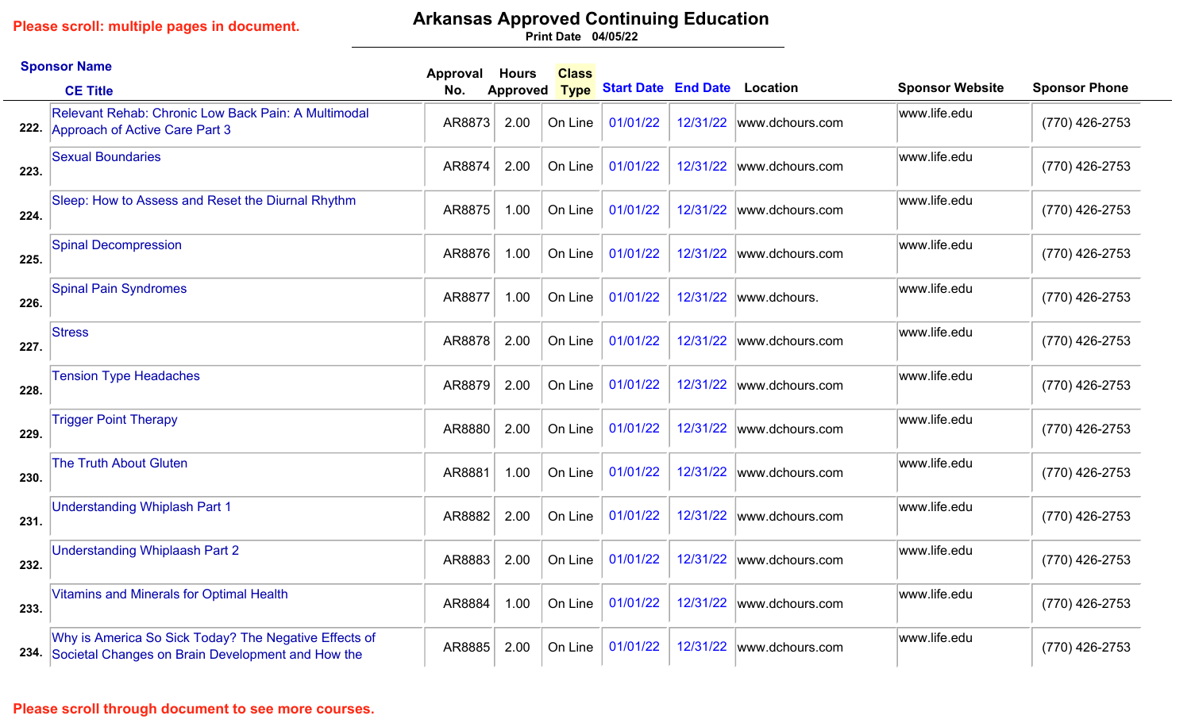Please scroll: multiple pages in document.

# Arkansas Approved Continuing Education

Print Date 04/05/22

| | Sponsor Name / CE Title | Approval No. | Hours Approved | Class Type | Start Date | End Date | Location | Sponsor Website | Sponsor Phone |
|---|---|---|---|---|---|---|---|---|---|
| 222. | Relevant Rehab: Chronic Low Back Pain: A Multimodal Approach of Active Care Part 3 | AR8873 | 2.00 | On Line | 01/01/22 | 12/31/22 | www.dchours.com | www.life.edu | (770) 426-2753 |
| 223. | Sexual Boundaries | AR8874 | 2.00 | On Line | 01/01/22 | 12/31/22 | www.dchours.com | www.life.edu | (770) 426-2753 |
| 224. | Sleep: How to Assess and Reset the Diurnal Rhythm | AR8875 | 1.00 | On Line | 01/01/22 | 12/31/22 | www.dchours.com | www.life.edu | (770) 426-2753 |
| 225. | Spinal Decompression | AR8876 | 1.00 | On Line | 01/01/22 | 12/31/22 | www.dchours.com | www.life.edu | (770) 426-2753 |
| 226. | Spinal Pain Syndromes | AR8877 | 1.00 | On Line | 01/01/22 | 12/31/22 | www.dchours. | www.life.edu | (770) 426-2753 |
| 227. | Stress | AR8878 | 2.00 | On Line | 01/01/22 | 12/31/22 | www.dchours.com | www.life.edu | (770) 426-2753 |
| 228. | Tension Type Headaches | AR8879 | 2.00 | On Line | 01/01/22 | 12/31/22 | www.dchours.com | www.life.edu | (770) 426-2753 |
| 229. | Trigger Point Therapy | AR8880 | 2.00 | On Line | 01/01/22 | 12/31/22 | www.dchours.com | www.life.edu | (770) 426-2753 |
| 230. | The Truth About Gluten | AR8881 | 1.00 | On Line | 01/01/22 | 12/31/22 | www.dchours.com | www.life.edu | (770) 426-2753 |
| 231. | Understanding Whiplash Part 1 | AR8882 | 2.00 | On Line | 01/01/22 | 12/31/22 | www.dchours.com | www.life.edu | (770) 426-2753 |
| 232. | Understanding Whiplaash Part 2 | AR8883 | 2.00 | On Line | 01/01/22 | 12/31/22 | www.dchours.com | www.life.edu | (770) 426-2753 |
| 233. | Vitamins and Minerals for Optimal Health | AR8884 | 1.00 | On Line | 01/01/22 | 12/31/22 | www.dchours.com | www.life.edu | (770) 426-2753 |
| 234. | Why is America So Sick Today? The Negative Effects of Societal Changes on Brain Development and How the | AR8885 | 2.00 | On Line | 01/01/22 | 12/31/22 | www.dchours.com | www.life.edu | (770) 426-2753 |

Please scroll through document to see more courses.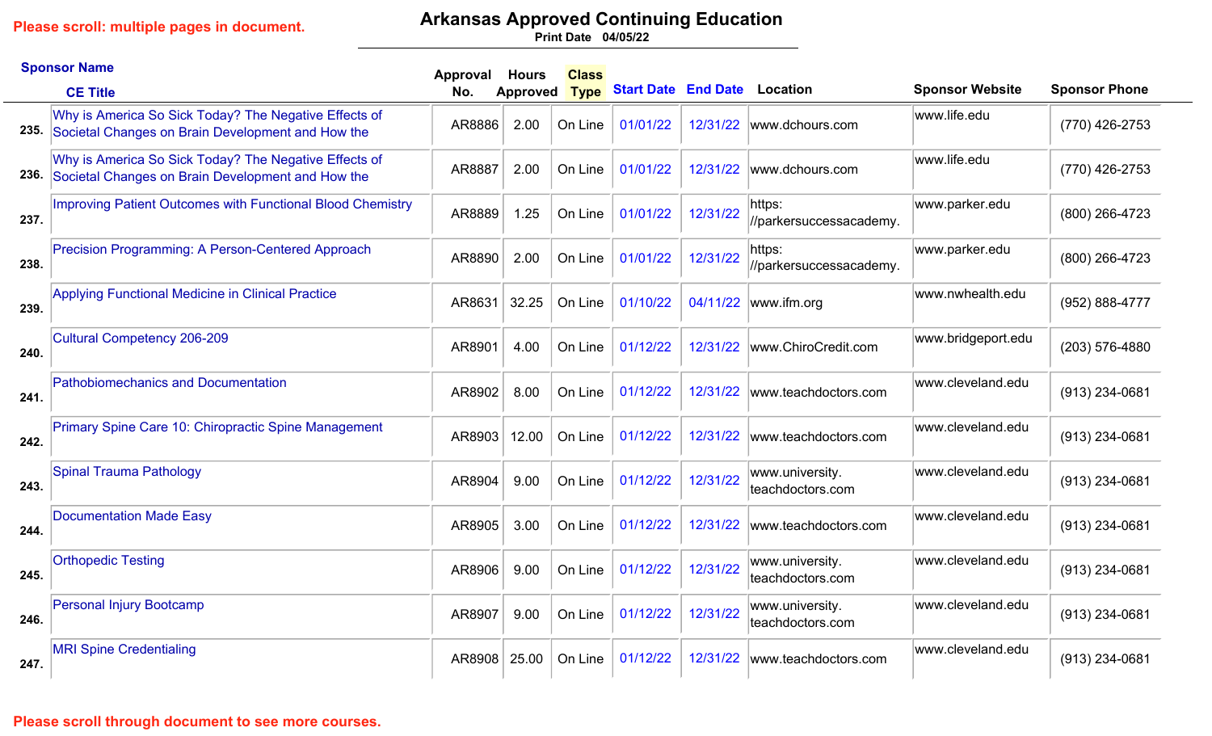Please scroll: multiple pages in document.

# Arkansas Approved Continuing Education

Print Date 04/05/22

| # | Sponsor Name / CE Title | Approval No. | Hours Approved | Class Type | Start Date | End Date | Location | Sponsor Website | Sponsor Phone |
|---|---|---|---|---|---|---|---|---|---|
| 235. | Why is America So Sick Today? The Negative Effects of Societal Changes on Brain Development and How the | AR8886 | 2.00 | On Line | 01/01/22 | 12/31/22 | www.dchours.com | www.life.edu | (770) 426-2753 |
| 236. | Why is America So Sick Today? The Negative Effects of Societal Changes on Brain Development and How the | AR8887 | 2.00 | On Line | 01/01/22 | 12/31/22 | www.dchours.com | www.life.edu | (770) 426-2753 |
| 237. | Improving Patient Outcomes with Functional Blood Chemistry | AR8889 | 1.25 | On Line | 01/01/22 | 12/31/22 | https://parkersuccessacademy. | www.parker.edu | (800) 266-4723 |
| 238. | Precision Programming: A Person-Centered Approach | AR8890 | 2.00 | On Line | 01/01/22 | 12/31/22 | https://parkersuccessacademy. | www.parker.edu | (800) 266-4723 |
| 239. | Applying Functional Medicine in Clinical Practice | AR8631 | 32.25 | On Line | 01/10/22 | 04/11/22 | www.ifm.org | www.nwhealth.edu | (952) 888-4777 |
| 240. | Cultural Competency 206-209 | AR8901 | 4.00 | On Line | 01/12/22 | 12/31/22 | www.ChiroCredit.com | www.bridgeport.edu | (203) 576-4880 |
| 241. | Pathobiomechanics and Documentation | AR8902 | 8.00 | On Line | 01/12/22 | 12/31/22 | www.teachdoctors.com | www.cleveland.edu | (913) 234-0681 |
| 242. | Primary Spine Care 10: Chiropractic Spine Management | AR8903 | 12.00 | On Line | 01/12/22 | 12/31/22 | www.teachdoctors.com | www.cleveland.edu | (913) 234-0681 |
| 243. | Spinal Trauma Pathology | AR8904 | 9.00 | On Line | 01/12/22 | 12/31/22 | www.university.teachdoctors.com | www.cleveland.edu | (913) 234-0681 |
| 244. | Documentation Made Easy | AR8905 | 3.00 | On Line | 01/12/22 | 12/31/22 | www.teachdoctors.com | www.cleveland.edu | (913) 234-0681 |
| 245. | Orthopedic Testing | AR8906 | 9.00 | On Line | 01/12/22 | 12/31/22 | www.university.teachdoctors.com | www.cleveland.edu | (913) 234-0681 |
| 246. | Personal Injury Bootcamp | AR8907 | 9.00 | On Line | 01/12/22 | 12/31/22 | www.university.teachdoctors.com | www.cleveland.edu | (913) 234-0681 |
| 247. | MRI Spine Credentialing | AR8908 | 25.00 | On Line | 01/12/22 | 12/31/22 | www.teachdoctors.com | www.cleveland.edu | (913) 234-0681 |

Please scroll through document to see more courses.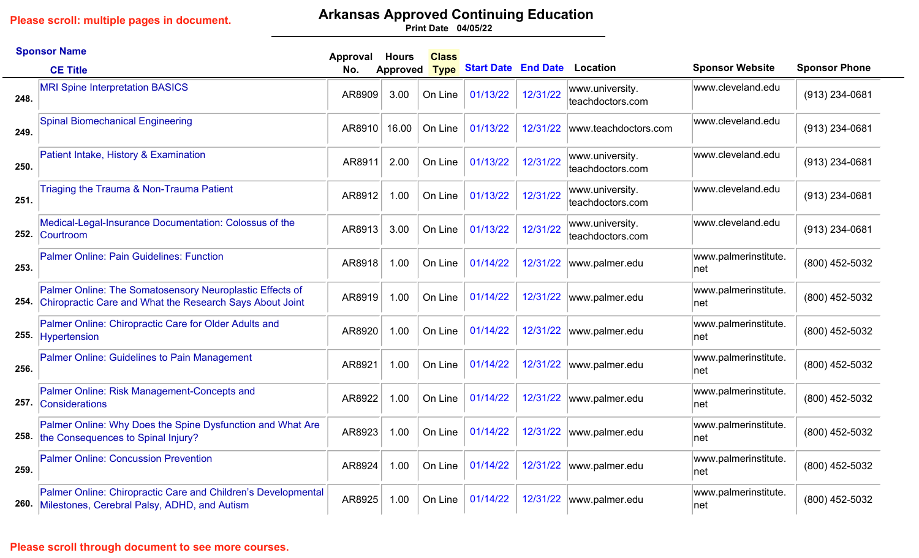Please scroll: multiple pages in document.

# Arkansas Approved Continuing Education

Print Date 04/05/22

| # | Sponsor Name / CE Title | Approval No. | Hours Approved | Class Type | Start Date | End Date | Location | Sponsor Website | Sponsor Phone |
|---|---|---|---|---|---|---|---|---|---|
| 248. | MRI Spine Interpretation BASICS | AR8909 | 3.00 | On Line | 01/13/22 | 12/31/22 | www.university.teachdoctors.com | www.cleveland.edu | (913) 234-0681 |
| 249. | Spinal Biomechanical Engineering | AR8910 | 16.00 | On Line | 01/13/22 | 12/31/22 | www.teachdoctors.com | www.cleveland.edu | (913) 234-0681 |
| 250. | Patient Intake, History & Examination | AR8911 | 2.00 | On Line | 01/13/22 | 12/31/22 | www.university.teachdoctors.com | www.cleveland.edu | (913) 234-0681 |
| 251. | Triaging the Trauma & Non-Trauma Patient | AR8912 | 1.00 | On Line | 01/13/22 | 12/31/22 | www.university.teachdoctors.com | www.cleveland.edu | (913) 234-0681 |
| 252. | Medical-Legal-Insurance Documentation: Colossus of the Courtroom | AR8913 | 3.00 | On Line | 01/13/22 | 12/31/22 | www.university.teachdoctors.com | www.cleveland.edu | (913) 234-0681 |
| 253. | Palmer Online: Pain Guidelines: Function | AR8918 | 1.00 | On Line | 01/14/22 | 12/31/22 | www.palmer.edu | www.palmerinstitute.net | (800) 452-5032 |
| 254. | Palmer Online: The Somatosensory Neuroplastic Effects of Chiropractic Care and What the Research Says About Joint | AR8919 | 1.00 | On Line | 01/14/22 | 12/31/22 | www.palmer.edu | www.palmerinstitute.net | (800) 452-5032 |
| 255. | Palmer Online: Chiropractic Care for Older Adults and Hypertension | AR8920 | 1.00 | On Line | 01/14/22 | 12/31/22 | www.palmer.edu | www.palmerinstitute.net | (800) 452-5032 |
| 256. | Palmer Online: Guidelines to Pain Management | AR8921 | 1.00 | On Line | 01/14/22 | 12/31/22 | www.palmer.edu | www.palmerinstitute.net | (800) 452-5032 |
| 257. | Palmer Online: Risk Management-Concepts and Considerations | AR8922 | 1.00 | On Line | 01/14/22 | 12/31/22 | www.palmer.edu | www.palmerinstitute.net | (800) 452-5032 |
| 258. | Palmer Online: Why Does the Spine Dysfunction and What Are the Consequences to Spinal Injury? | AR8923 | 1.00 | On Line | 01/14/22 | 12/31/22 | www.palmer.edu | www.palmerinstitute.net | (800) 452-5032 |
| 259. | Palmer Online: Concussion Prevention | AR8924 | 1.00 | On Line | 01/14/22 | 12/31/22 | www.palmer.edu | www.palmerinstitute.net | (800) 452-5032 |
| 260. | Palmer Online: Chiropractic Care and Children's Developmental Milestones, Cerebral Palsy, ADHD, and Autism | AR8925 | 1.00 | On Line | 01/14/22 | 12/31/22 | www.palmer.edu | www.palmerinstitute.net | (800) 452-5032 |

Please scroll through document to see more courses.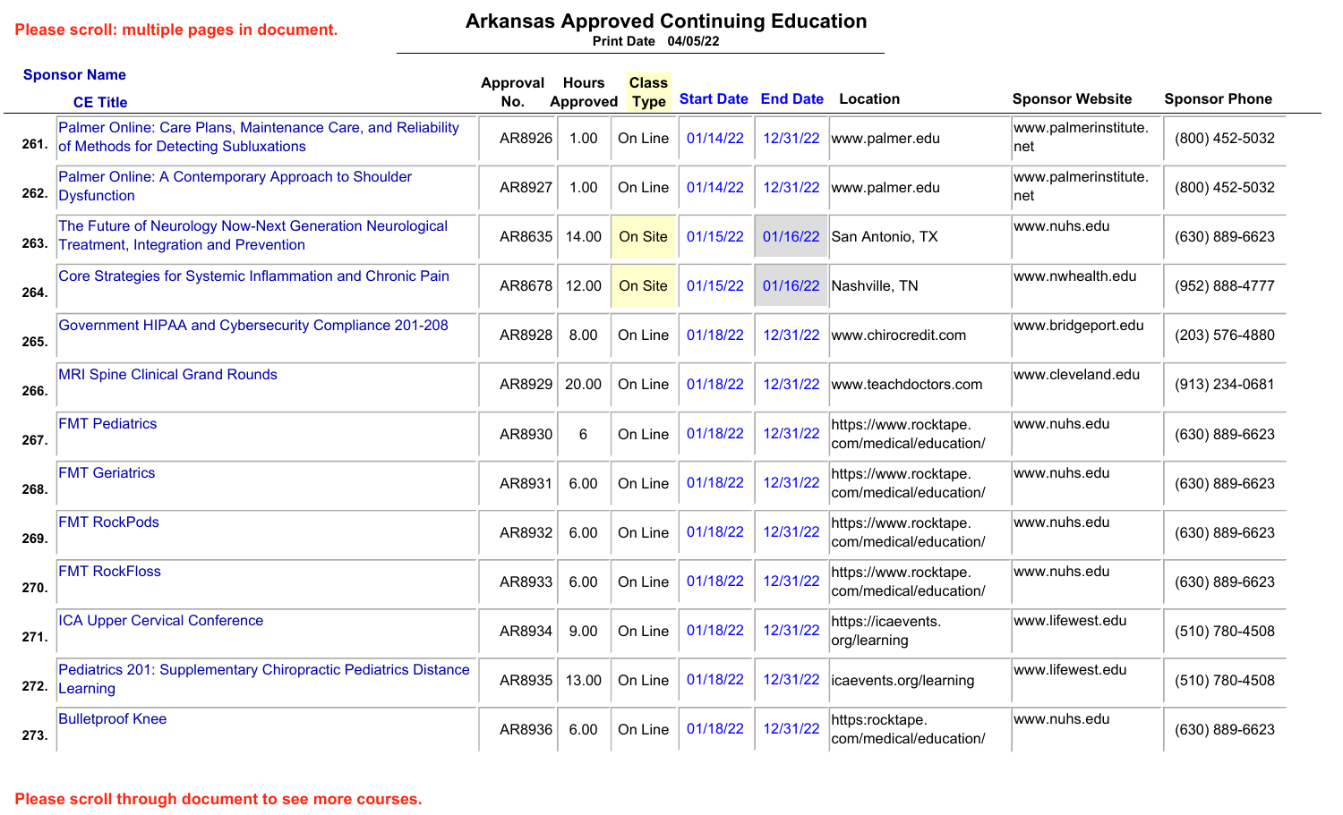Please scroll: multiple pages in document.

# Arkansas Approved Continuing Education

Print Date 04/05/22

| | Sponsor Name / CE Title | Approval No. | Hours Approved | Class Type | Start Date | End Date | Location | Sponsor Website | Sponsor Phone |
|---|---|---|---|---|---|---|---|---|---|
| 261. | Palmer Online: Care Plans, Maintenance Care, and Reliability of Methods for Detecting Subluxations | AR8926 | 1.00 | On Line | 01/14/22 | 12/31/22 | www.palmer.edu | www.palmerinstitute.net | (800) 452-5032 |
| 262. | Palmer Online: A Contemporary Approach to Shoulder Dysfunction | AR8927 | 1.00 | On Line | 01/14/22 | 12/31/22 | www.palmer.edu | www.palmerinstitute.net | (800) 452-5032 |
| 263. | The Future of Neurology Now-Next Generation Neurological Treatment, Integration and Prevention | AR8635 | 14.00 | On Site | 01/15/22 | 01/16/22 | San Antonio, TX | www.nuhs.edu | (630) 889-6623 |
| 264. | Core Strategies for Systemic Inflammation and Chronic Pain | AR8678 | 12.00 | On Site | 01/15/22 | 01/16/22 | Nashville, TN | www.nwhealth.edu | (952) 888-4777 |
| 265. | Government HIPAA and Cybersecurity Compliance 201-208 | AR8928 | 8.00 | On Line | 01/18/22 | 12/31/22 | www.chirocredit.com | www.bridgeport.edu | (203) 576-4880 |
| 266. | MRI Spine Clinical Grand Rounds | AR8929 | 20.00 | On Line | 01/18/22 | 12/31/22 | www.teachdoctors.com | www.cleveland.edu | (913) 234-0681 |
| 267. | FMT Pediatrics | AR8930 | 6 | On Line | 01/18/22 | 12/31/22 | https://www.rocktape.com/medical/education/ | www.nuhs.edu | (630) 889-6623 |
| 268. | FMT Geriatrics | AR8931 | 6.00 | On Line | 01/18/22 | 12/31/22 | https://www.rocktape.com/medical/education/ | www.nuhs.edu | (630) 889-6623 |
| 269. | FMT RockPods | AR8932 | 6.00 | On Line | 01/18/22 | 12/31/22 | https://www.rocktape.com/medical/education/ | www.nuhs.edu | (630) 889-6623 |
| 270. | FMT RockFloss | AR8933 | 6.00 | On Line | 01/18/22 | 12/31/22 | https://www.rocktape.com/medical/education/ | www.nuhs.edu | (630) 889-6623 |
| 271. | ICA Upper Cervical Conference | AR8934 | 9.00 | On Line | 01/18/22 | 12/31/22 | https://icaevents.org/learning | www.lifewest.edu | (510) 780-4508 |
| 272. | Pediatrics 201: Supplementary Chiropractic Pediatrics Distance Learning | AR8935 | 13.00 | On Line | 01/18/22 | 12/31/22 | icaevents.org/learning | www.lifewest.edu | (510) 780-4508 |
| 273. | Bulletproof Knee | AR8936 | 6.00 | On Line | 01/18/22 | 12/31/22 | https:rocktape.com/medical/education/ | www.nuhs.edu | (630) 889-6623 |

Please scroll through document to see more courses.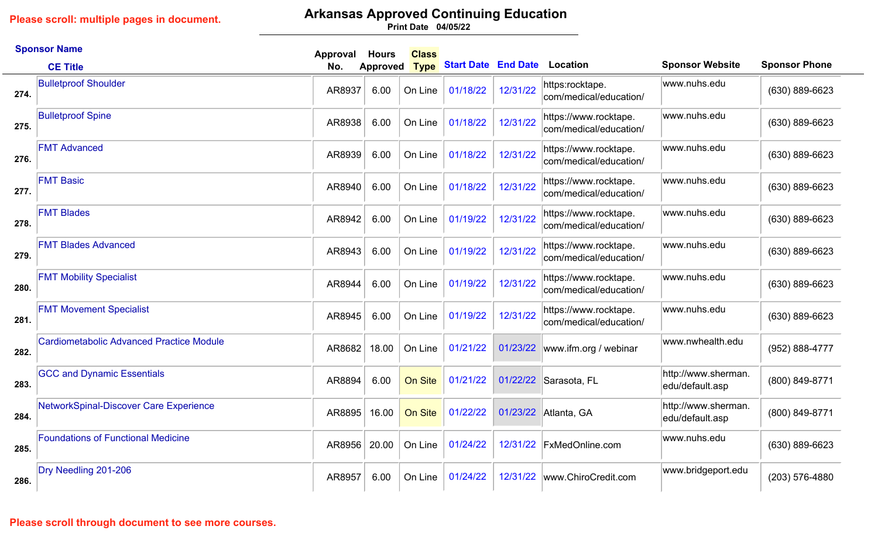Please scroll: multiple pages in document.

# Arkansas Approved Continuing Education

Print Date 04/05/22

| # | Sponsor Name / CE Title | Approval No. | Hours Approved | Class Type | Start Date | End Date | Location | Sponsor Website | Sponsor Phone |
|---|---|---|---|---|---|---|---|---|---|
| 274. | Bulletproof Shoulder | AR8937 | 6.00 | On Line | 01/18/22 | 12/31/22 | https:rocktape.com/medical/education/ | www.nuhs.edu | (630) 889-6623 |
| 275. | Bulletproof Spine | AR8938 | 6.00 | On Line | 01/18/22 | 12/31/22 | https://www.rocktape.com/medical/education/ | www.nuhs.edu | (630) 889-6623 |
| 276. | FMT Advanced | AR8939 | 6.00 | On Line | 01/18/22 | 12/31/22 | https://www.rocktape.com/medical/education/ | www.nuhs.edu | (630) 889-6623 |
| 277. | FMT Basic | AR8940 | 6.00 | On Line | 01/18/22 | 12/31/22 | https://www.rocktape.com/medical/education/ | www.nuhs.edu | (630) 889-6623 |
| 278. | FMT Blades | AR8942 | 6.00 | On Line | 01/19/22 | 12/31/22 | https://www.rocktape.com/medical/education/ | www.nuhs.edu | (630) 889-6623 |
| 279. | FMT Blades Advanced | AR8943 | 6.00 | On Line | 01/19/22 | 12/31/22 | https://www.rocktape.com/medical/education/ | www.nuhs.edu | (630) 889-6623 |
| 280. | FMT Mobility Specialist | AR8944 | 6.00 | On Line | 01/19/22 | 12/31/22 | https://www.rocktape.com/medical/education/ | www.nuhs.edu | (630) 889-6623 |
| 281. | FMT Movement Specialist | AR8945 | 6.00 | On Line | 01/19/22 | 12/31/22 | https://www.rocktape.com/medical/education/ | www.nuhs.edu | (630) 889-6623 |
| 282. | Cardiometabolic Advanced Practice Module | AR8682 | 18.00 | On Line | 01/21/22 | 01/23/22 | www.ifm.org / webinar | www.nwhealth.edu | (952) 888-4777 |
| 283. | GCC and Dynamic Essentials | AR8894 | 6.00 | On Site | 01/21/22 | 01/22/22 | Sarasota, FL | http://www.sherman.edu/default.asp | (800) 849-8771 |
| 284. | NetworkSpinal-Discover Care Experience | AR8895 | 16.00 | On Site | 01/22/22 | 01/23/22 | Atlanta, GA | http://www.sherman.edu/default.asp | (800) 849-8771 |
| 285. | Foundations of Functional Medicine | AR8956 | 20.00 | On Line | 01/24/22 | 12/31/22 | FxMedOnline.com | www.nuhs.edu | (630) 889-6623 |
| 286. | Dry Needling 201-206 | AR8957 | 6.00 | On Line | 01/24/22 | 12/31/22 | www.ChiroCredit.com | www.bridgeport.edu | (203) 576-4880 |

Please scroll through document to see more courses.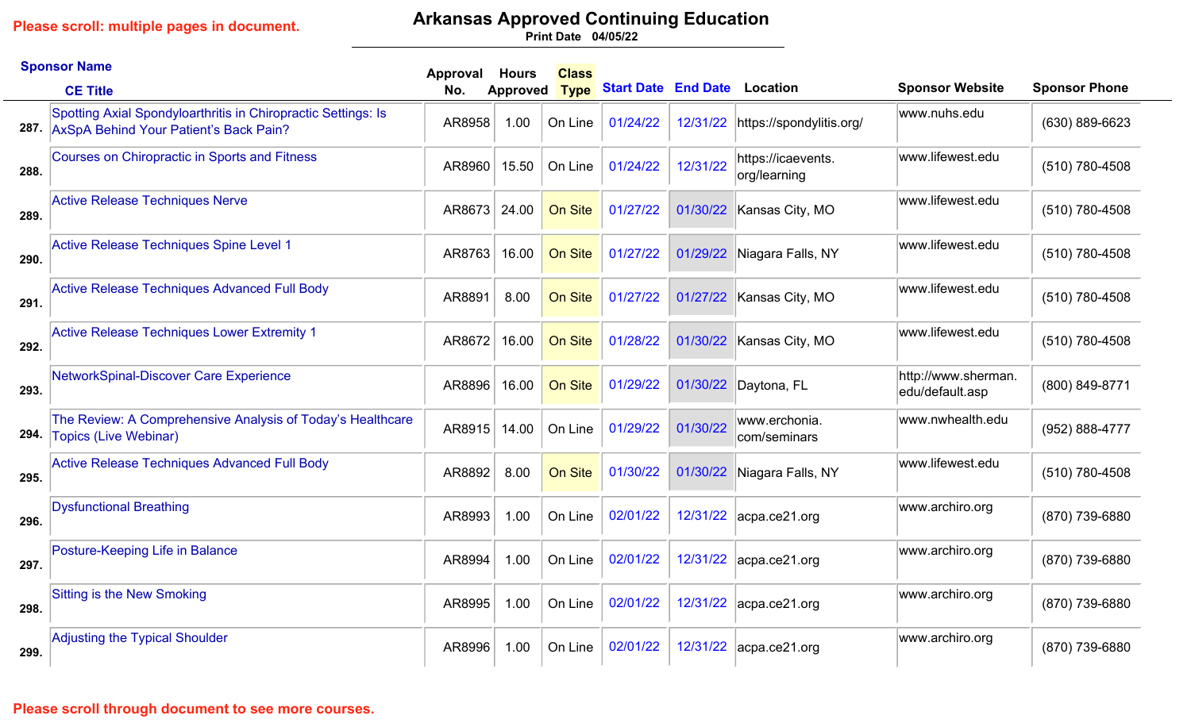Please scroll: multiple pages in document.

# Arkansas Approved Continuing Education

Print Date 04/05/22

| # | Sponsor Name / CE Title | Approval No. | Hours Approved | Class Type | Start Date | End Date | Location | Sponsor Website | Sponsor Phone |
|---|---|---|---|---|---|---|---|---|---|
| 287. | Spotting Axial Spondyloarthritis in Chiropractic Settings: Is AxSpA Behind Your Patient's Back Pain? | AR8958 | 1.00 | On Line | 01/24/22 | 12/31/22 | https://spondylitis.org/ | www.nuhs.edu | (630) 889-6623 |
| 288. | Courses on Chiropractic in Sports and Fitness | AR8960 | 15.50 | On Line | 01/24/22 | 12/31/22 | https://icaevents.org/learning | www.lifewest.edu | (510) 780-4508 |
| 289. | Active Release Techniques Nerve | AR8673 | 24.00 | On Site | 01/27/22 | 01/30/22 | Kansas City, MO | www.lifewest.edu | (510) 780-4508 |
| 290. | Active Release Techniques Spine Level 1 | AR8763 | 16.00 | On Site | 01/27/22 | 01/29/22 | Niagara Falls, NY | www.lifewest.edu | (510) 780-4508 |
| 291. | Active Release Techniques Advanced Full Body | AR8891 | 8.00 | On Site | 01/27/22 | 01/27/22 | Kansas City, MO | www.lifewest.edu | (510) 780-4508 |
| 292. | Active Release Techniques Lower Extremity 1 | AR8672 | 16.00 | On Site | 01/28/22 | 01/30/22 | Kansas City, MO | www.lifewest.edu | (510) 780-4508 |
| 293. | NetworkSpinal-Discover Care Experience | AR8896 | 16.00 | On Site | 01/29/22 | 01/30/22 | Daytona, FL | http://www.sherman.edu/default.asp | (800) 849-8771 |
| 294. | The Review: A Comprehensive Analysis of Today's Healthcare Topics (Live Webinar) | AR8915 | 14.00 | On Line | 01/29/22 | 01/30/22 | www.erchonia.com/seminars | www.nwhealth.edu | (952) 888-4777 |
| 295. | Active Release Techniques Advanced Full Body | AR8892 | 8.00 | On Site | 01/30/22 | 01/30/22 | Niagara Falls, NY | www.lifewest.edu | (510) 780-4508 |
| 296. | Dysfunctional Breathing | AR8993 | 1.00 | On Line | 02/01/22 | 12/31/22 | acpa.ce21.org | www.archiro.org | (870) 739-6880 |
| 297. | Posture-Keeping Life in Balance | AR8994 | 1.00 | On Line | 02/01/22 | 12/31/22 | acpa.ce21.org | www.archiro.org | (870) 739-6880 |
| 298. | Sitting is the New Smoking | AR8995 | 1.00 | On Line | 02/01/22 | 12/31/22 | acpa.ce21.org | www.archiro.org | (870) 739-6880 |
| 299. | Adjusting the Typical Shoulder | AR8996 | 1.00 | On Line | 02/01/22 | 12/31/22 | acpa.ce21.org | www.archiro.org | (870) 739-6880 |

Please scroll through document to see more courses.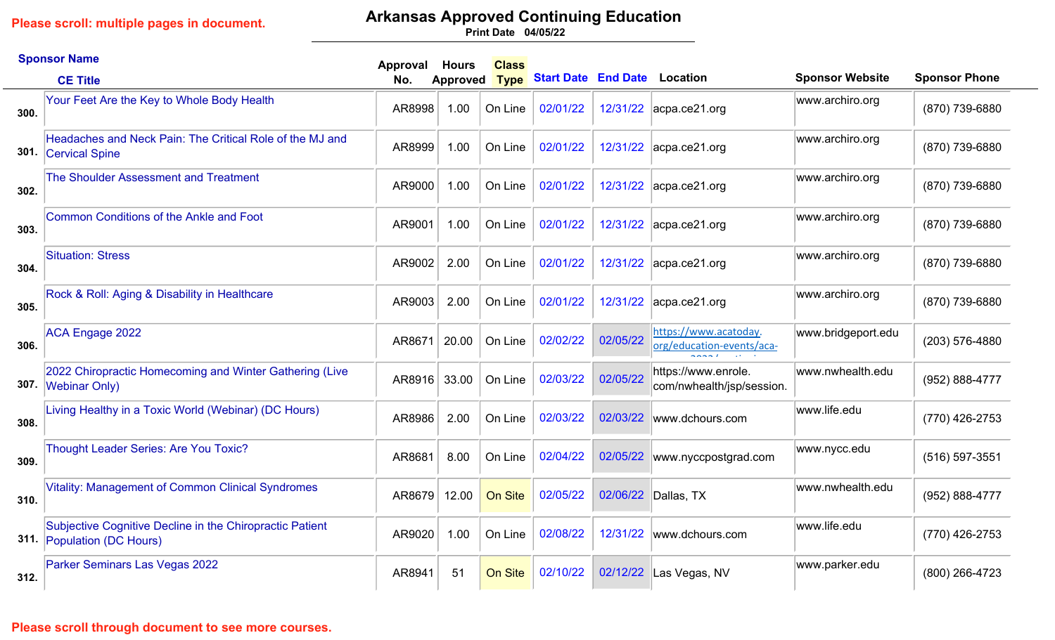Please scroll: multiple pages in document.

# Arkansas Approved Continuing Education

Print Date 04/05/22

| | Sponsor Name / CE Title | Approval No. | Hours Approved | Class Type | Start Date | End Date | Location | Sponsor Website | Sponsor Phone |
|---|---|---|---|---|---|---|---|---|---|
| 300. | Your Feet Are the Key to Whole Body Health | AR8998 | 1.00 | On Line | 02/01/22 | 12/31/22 | acpa.ce21.org | www.archiro.org | (870) 739-6880 |
| 301. | Headaches and Neck Pain: The Critical Role of the MJ and Cervical Spine | AR8999 | 1.00 | On Line | 02/01/22 | 12/31/22 | acpa.ce21.org | www.archiro.org | (870) 739-6880 |
| 302. | The Shoulder Assessment and Treatment | AR9000 | 1.00 | On Line | 02/01/22 | 12/31/22 | acpa.ce21.org | www.archiro.org | (870) 739-6880 |
| 303. | Common Conditions of the Ankle and Foot | AR9001 | 1.00 | On Line | 02/01/22 | 12/31/22 | acpa.ce21.org | www.archiro.org | (870) 739-6880 |
| 304. | Situation: Stress | AR9002 | 2.00 | On Line | 02/01/22 | 12/31/22 | acpa.ce21.org | www.archiro.org | (870) 739-6880 |
| 305. | Rock & Roll: Aging & Disability in Healthcare | AR9003 | 2.00 | On Line | 02/01/22 | 12/31/22 | acpa.ce21.org | www.archiro.org | (870) 739-6880 |
| 306. | ACA Engage 2022 | AR8671 | 20.00 | On Line | 02/02/22 | 02/05/22 | https://www.acatoday.org/education-events/aca- | www.bridgeport.edu | (203) 576-4880 |
| 307. | 2022 Chiropractic Homecoming and Winter Gathering (Live Webinar Only) | AR8916 | 33.00 | On Line | 02/03/22 | 02/05/22 | https://www.enrole.com/nwhealth/jsp/session. | www.nwhealth.edu | (952) 888-4777 |
| 308. | Living Healthy in a Toxic World (Webinar) (DC Hours) | AR8986 | 2.00 | On Line | 02/03/22 | 02/03/22 | www.dchours.com | www.life.edu | (770) 426-2753 |
| 309. | Thought Leader Series: Are You Toxic? | AR8681 | 8.00 | On Line | 02/04/22 | 02/05/22 | www.nyccpostgrad.com | www.nycc.edu | (516) 597-3551 |
| 310. | Vitality: Management of Common Clinical Syndromes | AR8679 | 12.00 | On Site | 02/05/22 | 02/06/22 | Dallas, TX | www.nwhealth.edu | (952) 888-4777 |
| 311. | Subjective Cognitive Decline in the Chiropractic Patient Population (DC Hours) | AR9020 | 1.00 | On Line | 02/08/22 | 12/31/22 | www.dchours.com | www.life.edu | (770) 426-2753 |
| 312. | Parker Seminars Las Vegas 2022 | AR8941 | 51 | On Site | 02/10/22 | 02/12/22 | Las Vegas, NV | www.parker.edu | (800) 266-4723 |

Please scroll through document to see more courses.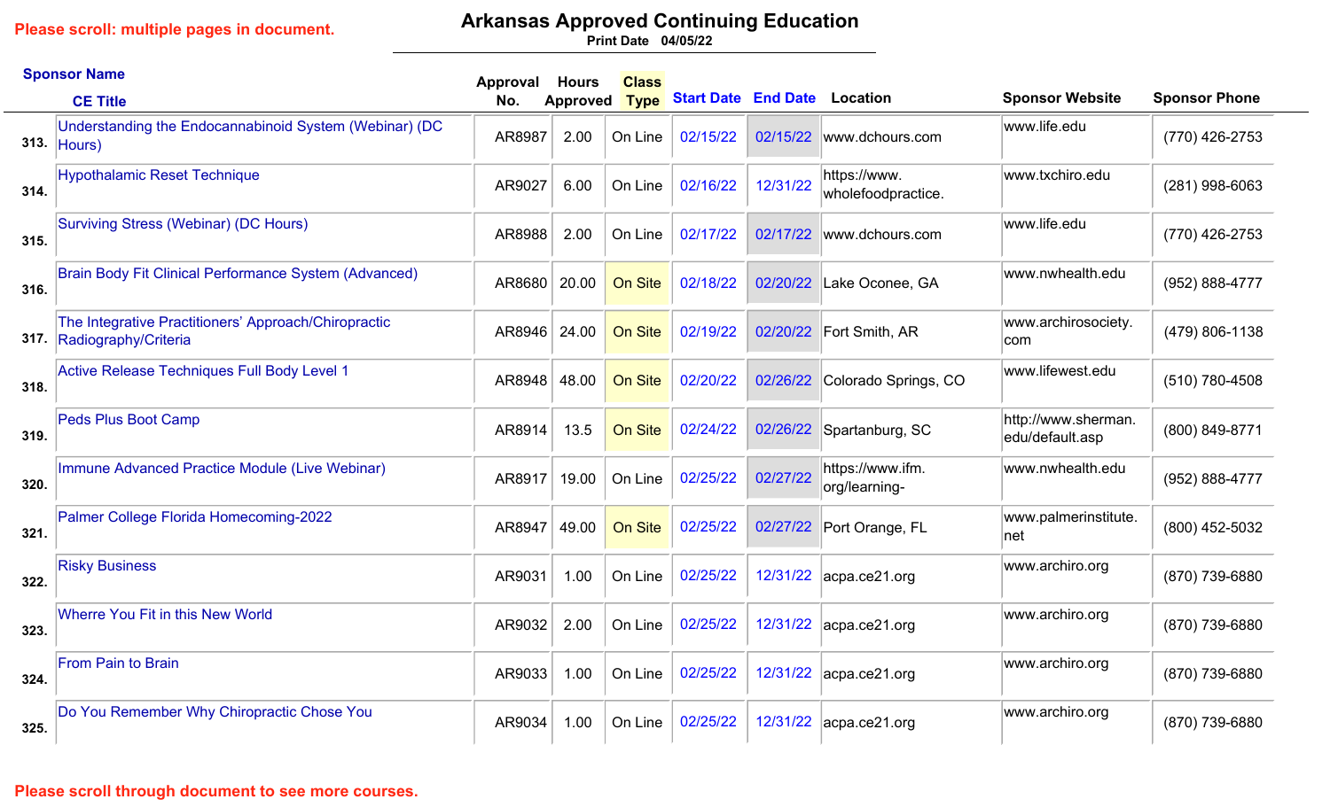Please scroll: multiple pages in document.

# Arkansas Approved Continuing Education

Print Date 04/05/22

| # | Sponsor Name / CE Title | Approval No. | Hours Approved | Class Type | Start Date | End Date | Location | Sponsor Website | Sponsor Phone |
|---|---|---|---|---|---|---|---|---|---|
| 313. | Understanding the Endocannabinoid System (Webinar) (DC Hours) | AR8987 | 2.00 | On Line | 02/15/22 | 02/15/22 | www.dchours.com | www.life.edu | (770) 426-2753 |
| 314. | Hypothalamic Reset Technique | AR9027 | 6.00 | On Line | 02/16/22 | 12/31/22 | https://www.wholefoodpractice. | www.txchiro.edu | (281) 998-6063 |
| 315. | Surviving Stress (Webinar) (DC Hours) | AR8988 | 2.00 | On Line | 02/17/22 | 02/17/22 | www.dchours.com | www.life.edu | (770) 426-2753 |
| 316. | Brain Body Fit Clinical Performance System (Advanced) | AR8680 | 20.00 | On Site | 02/18/22 | 02/20/22 | Lake Oconee, GA | www.nwhealth.edu | (952) 888-4777 |
| 317. | The Integrative Practitioners' Approach/Chiropractic Radiography/Criteria | AR8946 | 24.00 | On Site | 02/19/22 | 02/20/22 | Fort Smith, AR | www.archirosociety.com | (479) 806-1138 |
| 318. | Active Release Techniques Full Body Level 1 | AR8948 | 48.00 | On Site | 02/20/22 | 02/26/22 | Colorado Springs, CO | www.lifewest.edu | (510) 780-4508 |
| 319. | Peds Plus Boot Camp | AR8914 | 13.5 | On Site | 02/24/22 | 02/26/22 | Spartanburg, SC | http://www.sherman.edu/default.asp | (800) 849-8771 |
| 320. | Immune Advanced Practice Module (Live Webinar) | AR8917 | 19.00 | On Line | 02/25/22 | 02/27/22 | https://www.ifm.org/learning- | www.nwhealth.edu | (952) 888-4777 |
| 321. | Palmer College Florida Homecoming-2022 | AR8947 | 49.00 | On Site | 02/25/22 | 02/27/22 | Port Orange, FL | www.palmerinstitute.net | (800) 452-5032 |
| 322. | Risky Business | AR9031 | 1.00 | On Line | 02/25/22 | 12/31/22 | acpa.ce21.org | www.archiro.org | (870) 739-6880 |
| 323. | Wherre You Fit in this New World | AR9032 | 2.00 | On Line | 02/25/22 | 12/31/22 | acpa.ce21.org | www.archiro.org | (870) 739-6880 |
| 324. | From Pain to Brain | AR9033 | 1.00 | On Line | 02/25/22 | 12/31/22 | acpa.ce21.org | www.archiro.org | (870) 739-6880 |
| 325. | Do You Remember Why Chiropractic Chose You | AR9034 | 1.00 | On Line | 02/25/22 | 12/31/22 | acpa.ce21.org | www.archiro.org | (870) 739-6880 |

Please scroll through document to see more courses.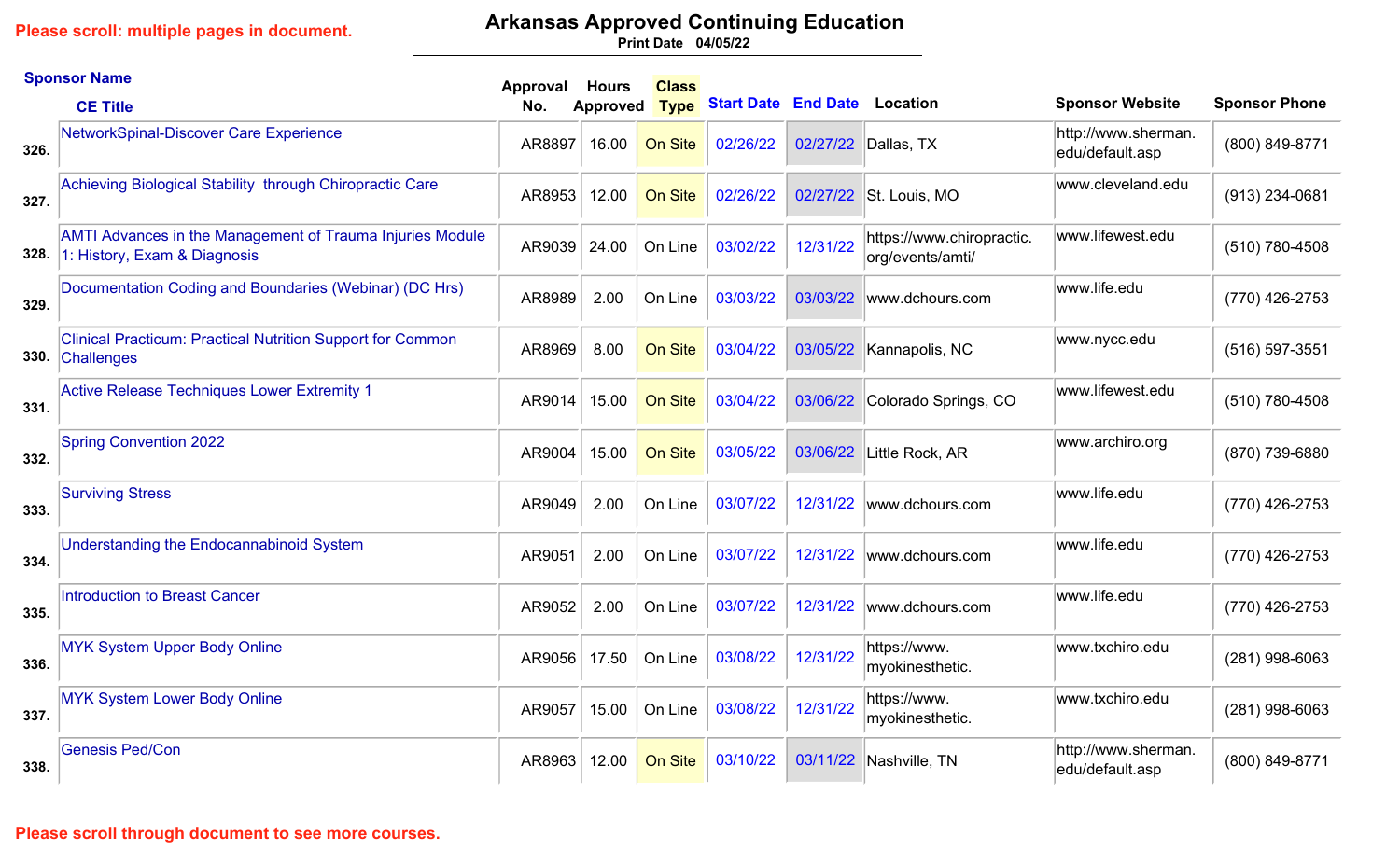Please scroll: multiple pages in document.

# Arkansas Approved Continuing Education

Print Date 04/05/22

| | Sponsor Name / CE Title | Approval No. | Hours Approved | Class Type | Start Date | End Date | Location | Sponsor Website | Sponsor Phone |
|---|---|---|---|---|---|---|---|---|---|
| 326. | NetworkSpinal-Discover Care Experience | AR8897 | 16.00 | On Site | 02/26/22 | 02/27/22 | Dallas, TX | http://www.sherman.edu/default.asp | (800) 849-8771 |
| 327. | Achieving Biological Stability through Chiropractic Care | AR8953 | 12.00 | On Site | 02/26/22 | 02/27/22 | St. Louis, MO | www.cleveland.edu | (913) 234-0681 |
| 328. | AMTI Advances in the Management of Trauma Injuries Module 1: History, Exam & Diagnosis | AR9039 | 24.00 | On Line | 03/02/22 | 12/31/22 | https://www.chiropractic.org/events/amti/ | www.lifewest.edu | (510) 780-4508 |
| 329. | Documentation Coding and Boundaries (Webinar) (DC Hrs) | AR8989 | 2.00 | On Line | 03/03/22 | 03/03/22 | www.dchours.com | www.life.edu | (770) 426-2753 |
| 330. | Clinical Practicum: Practical Nutrition Support for Common Challenges | AR8969 | 8.00 | On Site | 03/04/22 | 03/05/22 | Kannapolis, NC | www.nycc.edu | (516) 597-3551 |
| 331. | Active Release Techniques Lower Extremity 1 | AR9014 | 15.00 | On Site | 03/04/22 | 03/06/22 | Colorado Springs, CO | www.lifewest.edu | (510) 780-4508 |
| 332. | Spring Convention 2022 | AR9004 | 15.00 | On Site | 03/05/22 | 03/06/22 | Little Rock, AR | www.archiro.org | (870) 739-6880 |
| 333. | Surviving Stress | AR9049 | 2.00 | On Line | 03/07/22 | 12/31/22 | www.dchours.com | www.life.edu | (770) 426-2753 |
| 334. | Understanding the Endocannabinoid System | AR9051 | 2.00 | On Line | 03/07/22 | 12/31/22 | www.dchours.com | www.life.edu | (770) 426-2753 |
| 335. | Introduction to Breast Cancer | AR9052 | 2.00 | On Line | 03/07/22 | 12/31/22 | www.dchours.com | www.life.edu | (770) 426-2753 |
| 336. | MYK System Upper Body Online | AR9056 | 17.50 | On Line | 03/08/22 | 12/31/22 | https://www.myokinesthetic. | www.txchiro.edu | (281) 998-6063 |
| 337. | MYK System Lower Body Online | AR9057 | 15.00 | On Line | 03/08/22 | 12/31/22 | https://www.myokinesthetic. | www.txchiro.edu | (281) 998-6063 |
| 338. | Genesis Ped/Con | AR8963 | 12.00 | On Site | 03/10/22 | 03/11/22 | Nashville, TN | http://www.sherman.edu/default.asp | (800) 849-8771 |

Please scroll through document to see more courses.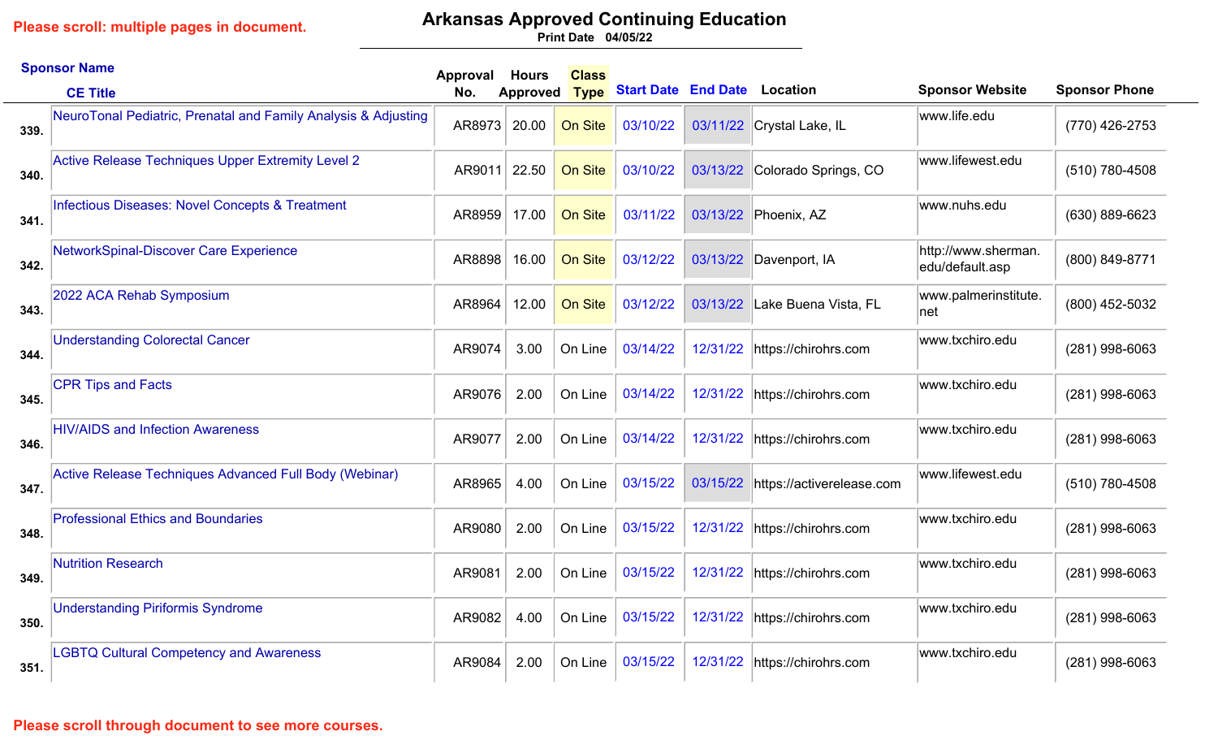Please scroll: multiple pages in document.

# Arkansas Approved Continuing Education

**Print Date 04/05/22**

| # | Sponsor Name / CE Title | Approval No. | Hours Approved | Class Type | Start Date | End Date | Location | Sponsor Website | Sponsor Phone |
|---|---|---|---|---|---|---|---|---|---|
| 339. | NeuroTonal Pediatric, Prenatal and Family Analysis & Adjusting | AR8973 | 20.00 | On Site | 03/10/22 | 03/11/22 | Crystal Lake, IL | www.life.edu | (770) 426-2753 |
| 340. | Active Release Techniques Upper Extremity Level 2 | AR9011 | 22.50 | On Site | 03/10/22 | 03/13/22 | Colorado Springs, CO | www.lifewest.edu | (510) 780-4508 |
| 341. | Infectious Diseases: Novel Concepts & Treatment | AR8959 | 17.00 | On Site | 03/11/22 | 03/13/22 | Phoenix, AZ | www.nuhs.edu | (630) 889-6623 |
| 342. | NetworkSpinal-Discover Care Experience | AR8898 | 16.00 | On Site | 03/12/22 | 03/13/22 | Davenport, IA | http://www.sherman.edu/default.asp | (800) 849-8771 |
| 343. | 2022 ACA Rehab Symposium | AR8964 | 12.00 | On Site | 03/12/22 | 03/13/22 | Lake Buena Vista, FL | www.palmerinstitute.net | (800) 452-5032 |
| 344. | Understanding Colorectal Cancer | AR9074 | 3.00 | On Line | 03/14/22 | 12/31/22 | https://chirohrs.com | www.txchiro.edu | (281) 998-6063 |
| 345. | CPR Tips and Facts | AR9076 | 2.00 | On Line | 03/14/22 | 12/31/22 | https://chirohrs.com | www.txchiro.edu | (281) 998-6063 |
| 346. | HIV/AIDS and Infection Awareness | AR9077 | 2.00 | On Line | 03/14/22 | 12/31/22 | https://chirohrs.com | www.txchiro.edu | (281) 998-6063 |
| 347. | Active Release Techniques Advanced Full Body (Webinar) | AR8965 | 4.00 | On Line | 03/15/22 | 03/15/22 | https://activerelease.com | www.lifewest.edu | (510) 780-4508 |
| 348. | Professional Ethics and Boundaries | AR9080 | 2.00 | On Line | 03/15/22 | 12/31/22 | https://chirohrs.com | www.txchiro.edu | (281) 998-6063 |
| 349. | Nutrition Research | AR9081 | 2.00 | On Line | 03/15/22 | 12/31/22 | https://chirohrs.com | www.txchiro.edu | (281) 998-6063 |
| 350. | Understanding Piriformis Syndrome | AR9082 | 4.00 | On Line | 03/15/22 | 12/31/22 | https://chirohrs.com | www.txchiro.edu | (281) 998-6063 |
| 351. | LGBTQ Cultural Competency and Awareness | AR9084 | 2.00 | On Line | 03/15/22 | 12/31/22 | https://chirohrs.com | www.txchiro.edu | (281) 998-6063 |

Please scroll through document to see more courses.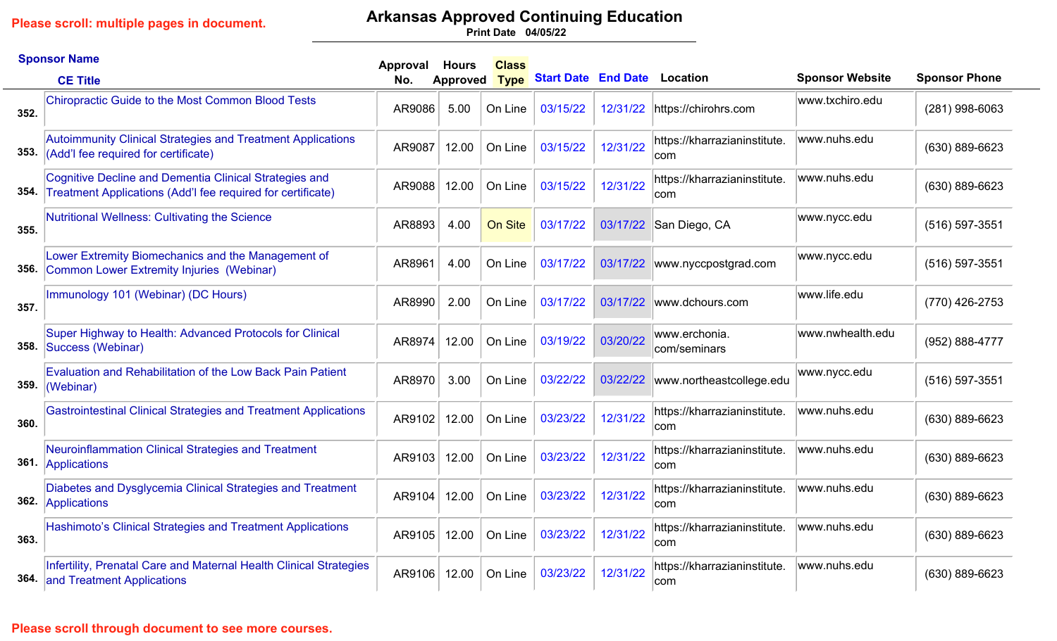Please scroll: multiple pages in document.

# Arkansas Approved Continuing Education

Print Date 04/05/22

| | Sponsor Name / CE Title | Approval No. | Hours Approved | Class Type | Start Date | End Date | Location | Sponsor Website | Sponsor Phone |
|---|---|---|---|---|---|---|---|---|---|
| 352. | Chiropractic Guide to the Most Common Blood Tests | AR9086 | 5.00 | On Line | 03/15/22 | 12/31/22 | https://chirohrs.com | www.txchiro.edu | (281) 998-6063 |
| 353. | Autoimmunity Clinical Strategies and Treatment Applications (Add'l fee required for certificate) | AR9087 | 12.00 | On Line | 03/15/22 | 12/31/22 | https://kharrazianinstitute.com | www.nuhs.edu | (630) 889-6623 |
| 354. | Cognitive Decline and Dementia Clinical Strategies and Treatment Applications (Add'l fee required for certificate) | AR9088 | 12.00 | On Line | 03/15/22 | 12/31/22 | https://kharrazianinstitute.com | www.nuhs.edu | (630) 889-6623 |
| 355. | Nutritional Wellness: Cultivating the Science | AR8893 | 4.00 | On Site | 03/17/22 | 03/17/22 | San Diego, CA | www.nycc.edu | (516) 597-3551 |
| 356. | Lower Extremity Biomechanics and the Management of Common Lower Extremity Injuries (Webinar) | AR8961 | 4.00 | On Line | 03/17/22 | 03/17/22 | www.nyccpostgrad.com | www.nycc.edu | (516) 597-3551 |
| 357. | Immunology 101 (Webinar) (DC Hours) | AR8990 | 2.00 | On Line | 03/17/22 | 03/17/22 | www.dchours.com | www.life.edu | (770) 426-2753 |
| 358. | Super Highway to Health: Advanced Protocols for Clinical Success (Webinar) | AR8974 | 12.00 | On Line | 03/19/22 | 03/20/22 | www.erchonia.com/seminars | www.nwhealth.edu | (952) 888-4777 |
| 359. | Evaluation and Rehabilitation of the Low Back Pain Patient (Webinar) | AR8970 | 3.00 | On Line | 03/22/22 | 03/22/22 | www.northeastcollege.edu | www.nycc.edu | (516) 597-3551 |
| 360. | Gastrointestinal Clinical Strategies and Treatment Applications | AR9102 | 12.00 | On Line | 03/23/22 | 12/31/22 | https://kharrazianinstitute.com | www.nuhs.edu | (630) 889-6623 |
| 361. | Neuroinflammation Clinical Strategies and Treatment Applications | AR9103 | 12.00 | On Line | 03/23/22 | 12/31/22 | https://kharrazianinstitute.com | www.nuhs.edu | (630) 889-6623 |
| 362. | Diabetes and Dysglycemia Clinical Strategies and Treatment Applications | AR9104 | 12.00 | On Line | 03/23/22 | 12/31/22 | https://kharrazianinstitute.com | www.nuhs.edu | (630) 889-6623 |
| 363. | Hashimoto's Clinical Strategies and Treatment Applications | AR9105 | 12.00 | On Line | 03/23/22 | 12/31/22 | https://kharrazianinstitute.com | www.nuhs.edu | (630) 889-6623 |
| 364. | Infertility, Prenatal Care and Maternal Health Clinical Strategies and Treatment Applications | AR9106 | 12.00 | On Line | 03/23/22 | 12/31/22 | https://kharrazianinstitute.com | www.nuhs.edu | (630) 889-6623 |

Please scroll through document to see more courses.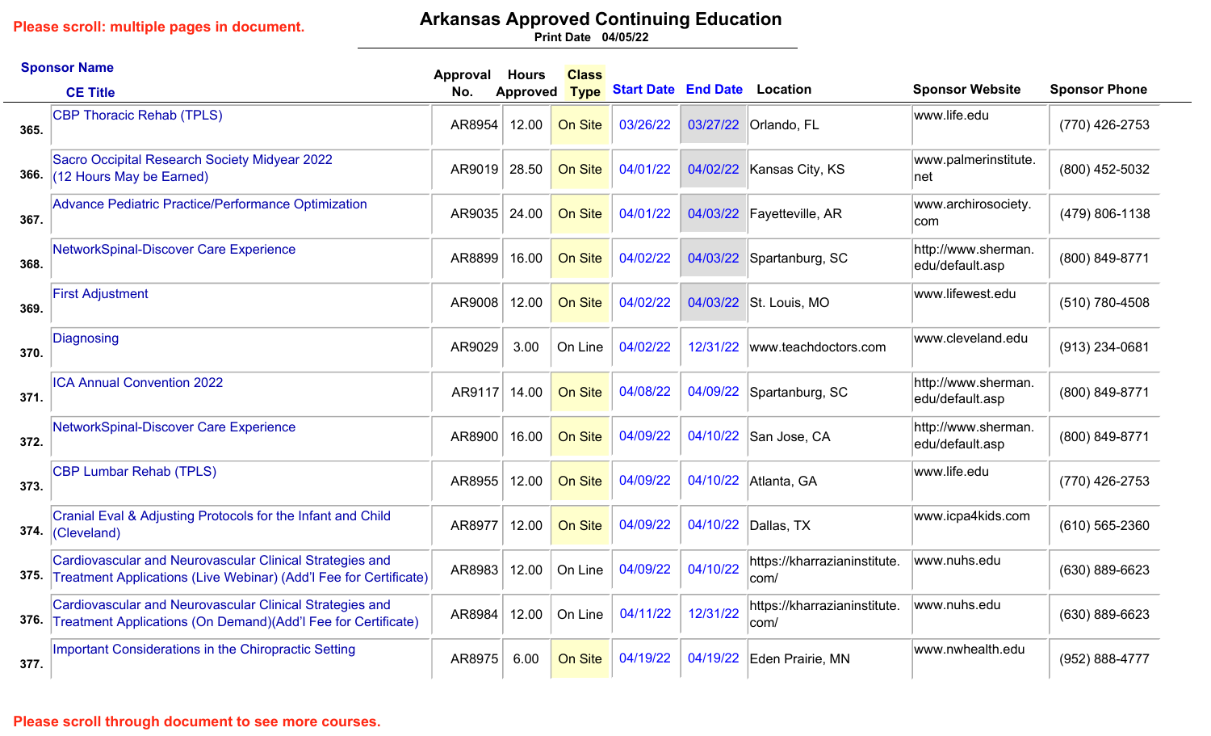Please scroll: multiple pages in document.

# Arkansas Approved Continuing Education

Print Date 04/05/22

| | Sponsor Name / CE Title | Approval No. | Hours Approved | Class Type | Start Date | End Date | Location | Sponsor Website | Sponsor Phone |
|---|---|---|---|---|---|---|---|---|---|
| 365. | CBP Thoracic Rehab (TPLS) | AR8954 | 12.00 | On Site | 03/26/22 | 03/27/22 | Orlando, FL | www.life.edu | (770) 426-2753 |
| 366. | Sacro Occipital Research Society Midyear 2022 (12 Hours May be Earned) | AR9019 | 28.50 | On Site | 04/01/22 | 04/02/22 | Kansas City, KS | www.palmerinstitute.net | (800) 452-5032 |
| 367. | Advance Pediatric Practice/Performance Optimization | AR9035 | 24.00 | On Site | 04/01/22 | 04/03/22 | Fayetteville, AR | www.archirosociety.com | (479) 806-1138 |
| 368. | NetworkSpinal-Discover Care Experience | AR8899 | 16.00 | On Site | 04/02/22 | 04/03/22 | Spartanburg, SC | http://www.sherman.edu/default.asp | (800) 849-8771 |
| 369. | First Adjustment | AR9008 | 12.00 | On Site | 04/02/22 | 04/03/22 | St. Louis, MO | www.lifewest.edu | (510) 780-4508 |
| 370. | Diagnosing | AR9029 | 3.00 | On Line | 04/02/22 | 12/31/22 | www.teachdoctors.com | www.cleveland.edu | (913) 234-0681 |
| 371. | ICA Annual Convention 2022 | AR9117 | 14.00 | On Site | 04/08/22 | 04/09/22 | Spartanburg, SC | http://www.sherman.edu/default.asp | (800) 849-8771 |
| 372. | NetworkSpinal-Discover Care Experience | AR8900 | 16.00 | On Site | 04/09/22 | 04/10/22 | San Jose, CA | http://www.sherman.edu/default.asp | (800) 849-8771 |
| 373. | CBP Lumbar Rehab (TPLS) | AR8955 | 12.00 | On Site | 04/09/22 | 04/10/22 | Atlanta, GA | www.life.edu | (770) 426-2753 |
| 374. | Cranial Eval & Adjusting Protocols for the Infant and Child (Cleveland) | AR8977 | 12.00 | On Site | 04/09/22 | 04/10/22 | Dallas, TX | www.icpa4kids.com | (610) 565-2360 |
| 375. | Cardiovascular and Neurovascular Clinical Strategies and Treatment Applications (Live Webinar) (Add'l Fee for Certificate) | AR8983 | 12.00 | On Line | 04/09/22 | 04/10/22 | https://kharrazianinstitute.com/ | www.nuhs.edu | (630) 889-6623 |
| 376. | Cardiovascular and Neurovascular Clinical Strategies and Treatment Applications (On Demand)(Add'l Fee for Certificate) | AR8984 | 12.00 | On Line | 04/11/22 | 12/31/22 | https://kharrazianinstitute.com/ | www.nuhs.edu | (630) 889-6623 |
| 377. | Important Considerations in the Chiropractic Setting | AR8975 | 6.00 | On Site | 04/19/22 | 04/19/22 | Eden Prairie, MN | www.nwhealth.edu | (952) 888-4777 |

Please scroll through document to see more courses.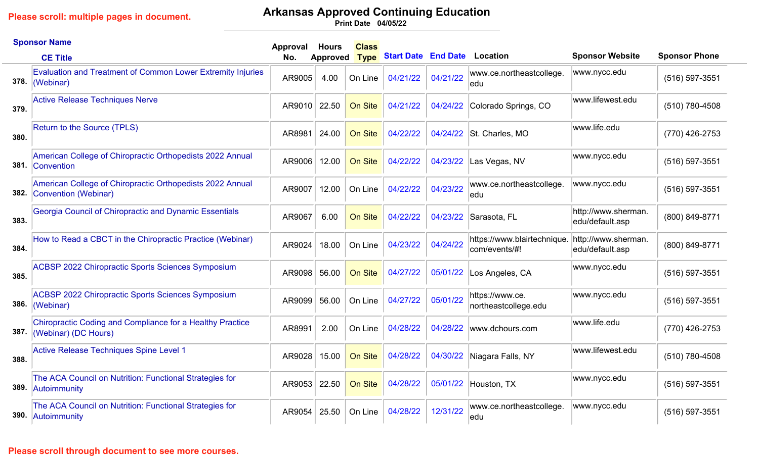Please scroll: multiple pages in document.

# Arkansas Approved Continuing Education

Print Date 04/05/22

| | Sponsor Name / CE Title | Approval No. | Hours Approved | Class Type | Start Date | End Date | Location | Sponsor Website | Sponsor Phone |
|---|---|---|---|---|---|---|---|---|---|
| 378. | Evaluation and Treatment of Common Lower Extremity Injuries (Webinar) | AR9005 | 4.00 | On Line | 04/21/22 | 04/21/22 | www.ce.northeastcollege.edu | www.nycc.edu | (516) 597-3551 |
| 379. | Active Release Techniques Nerve | AR9010 | 22.50 | On Site | 04/21/22 | 04/24/22 | Colorado Springs, CO | www.lifewest.edu | (510) 780-4508 |
| 380. | Return to the Source (TPLS) | AR8981 | 24.00 | On Site | 04/22/22 | 04/24/22 | St. Charles, MO | www.life.edu | (770) 426-2753 |
| 381. | American College of Chiropractic Orthopedists 2022 Annual Convention | AR9006 | 12.00 | On Site | 04/22/22 | 04/23/22 | Las Vegas, NV | www.nycc.edu | (516) 597-3551 |
| 382. | American College of Chiropractic Orthopedists 2022 Annual Convention (Webinar) | AR9007 | 12.00 | On Line | 04/22/22 | 04/23/22 | www.ce.northeastcollege.edu | www.nycc.edu | (516) 597-3551 |
| 383. | Georgia Council of Chiropractic and Dynamic Essentials | AR9067 | 6.00 | On Site | 04/22/22 | 04/23/22 | Sarasota, FL | http://www.sherman.edu/default.asp | (800) 849-8771 |
| 384. | How to Read a CBCT in the Chiropractic Practice (Webinar) | AR9024 | 18.00 | On Line | 04/23/22 | 04/24/22 | https://www.blairtechnique.com/events/#! | http://www.sherman.edu/default.asp | (800) 849-8771 |
| 385. | ACBSP 2022 Chiropractic Sports Sciences Symposium | AR9098 | 56.00 | On Site | 04/27/22 | 05/01/22 | Los Angeles, CA | www.nycc.edu | (516) 597-3551 |
| 386. | ACBSP 2022 Chiropractic Sports Sciences Symposium (Webinar) | AR9099 | 56.00 | On Line | 04/27/22 | 05/01/22 | https://www.ce.northeastcollege.edu | www.nycc.edu | (516) 597-3551 |
| 387. | Chiropractic Coding and Compliance for a Healthy Practice (Webinar) (DC Hours) | AR8991 | 2.00 | On Line | 04/28/22 | 04/28/22 | www.dchours.com | www.life.edu | (770) 426-2753 |
| 388. | Active Release Techniques Spine Level 1 | AR9028 | 15.00 | On Site | 04/28/22 | 04/30/22 | Niagara Falls, NY | www.lifewest.edu | (510) 780-4508 |
| 389. | The ACA Council on Nutrition: Functional Strategies for Autoimmunity | AR9053 | 22.50 | On Site | 04/28/22 | 05/01/22 | Houston, TX | www.nycc.edu | (516) 597-3551 |
| 390. | The ACA Council on Nutrition: Functional Strategies for Autoimmunity | AR9054 | 25.50 | On Line | 04/28/22 | 12/31/22 | www.ce.northeastcollege.edu | www.nycc.edu | (516) 597-3551 |

Please scroll through document to see more courses.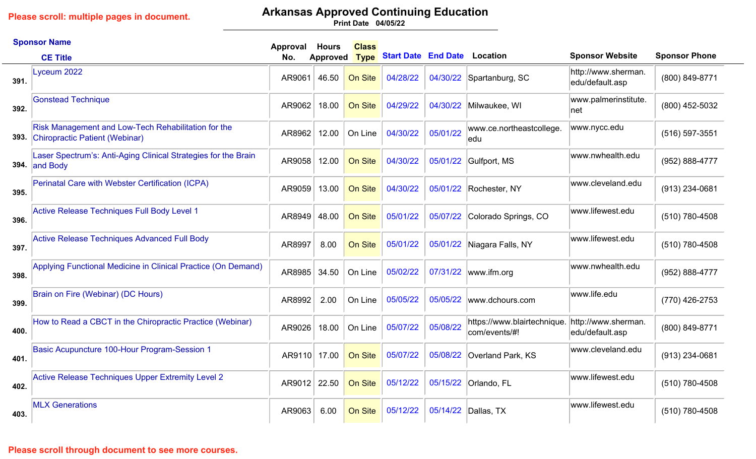Please scroll: multiple pages in document.

# Arkansas Approved Continuing Education

Print Date 04/05/22

| | Sponsor Name / CE Title | Approval No. | Hours Approved | Class Type | Start Date | End Date | Location | Sponsor Website | Sponsor Phone |
|---|---|---|---|---|---|---|---|---|---|
| 391. | Lyceum 2022 | AR9061 | 46.50 | On Site | 04/28/22 | 04/30/22 | Spartanburg, SC | http://www.sherman.edu/default.asp | (800) 849-8771 |
| 392. | Gonstead Technique | AR9062 | 18.00 | On Site | 04/29/22 | 04/30/22 | Milwaukee, WI | www.palmerinstitute.net | (800) 452-5032 |
| 393. | Risk Management and Low-Tech Rehabilitation for the Chiropractic Patient (Webinar) | AR8962 | 12.00 | On Line | 04/30/22 | 05/01/22 | www.ce.northeastcollege.edu | www.nycc.edu | (516) 597-3551 |
| 394. | Laser Spectrum's: Anti-Aging Clinical Strategies for the Brain and Body | AR9058 | 12.00 | On Site | 04/30/22 | 05/01/22 | Gulfport, MS | www.nwhealth.edu | (952) 888-4777 |
| 395. | Perinatal Care with Webster Certification (ICPA) | AR9059 | 13.00 | On Site | 04/30/22 | 05/01/22 | Rochester, NY | www.cleveland.edu | (913) 234-0681 |
| 396. | Active Release Techniques Full Body Level 1 | AR8949 | 48.00 | On Site | 05/01/22 | 05/07/22 | Colorado Springs, CO | www.lifewest.edu | (510) 780-4508 |
| 397. | Active Release Techniques Advanced Full Body | AR8997 | 8.00 | On Site | 05/01/22 | 05/01/22 | Niagara Falls, NY | www.lifewest.edu | (510) 780-4508 |
| 398. | Applying Functional Medicine in Clinical Practice (On Demand) | AR8985 | 34.50 | On Line | 05/02/22 | 07/31/22 | www.ifm.org | www.nwhealth.edu | (952) 888-4777 |
| 399. | Brain on Fire (Webinar) (DC Hours) | AR8992 | 2.00 | On Line | 05/05/22 | 05/05/22 | www.dchours.com | www.life.edu | (770) 426-2753 |
| 400. | How to Read a CBCT in the Chiropractic Practice (Webinar) | AR9026 | 18.00 | On Line | 05/07/22 | 05/08/22 | https://www.blairtechnique.com/events/#! | http://www.sherman.edu/default.asp | (800) 849-8771 |
| 401. | Basic Acupuncture 100-Hour Program-Session 1 | AR9110 | 17.00 | On Site | 05/07/22 | 05/08/22 | Overland Park, KS | www.cleveland.edu | (913) 234-0681 |
| 402. | Active Release Techniques Upper Extremity Level 2 | AR9012 | 22.50 | On Site | 05/12/22 | 05/15/22 | Orlando, FL | www.lifewest.edu | (510) 780-4508 |
| 403. | MLX Generations | AR9063 | 6.00 | On Site | 05/12/22 | 05/14/22 | Dallas, TX | www.lifewest.edu | (510) 780-4508 |

Please scroll through document to see more courses.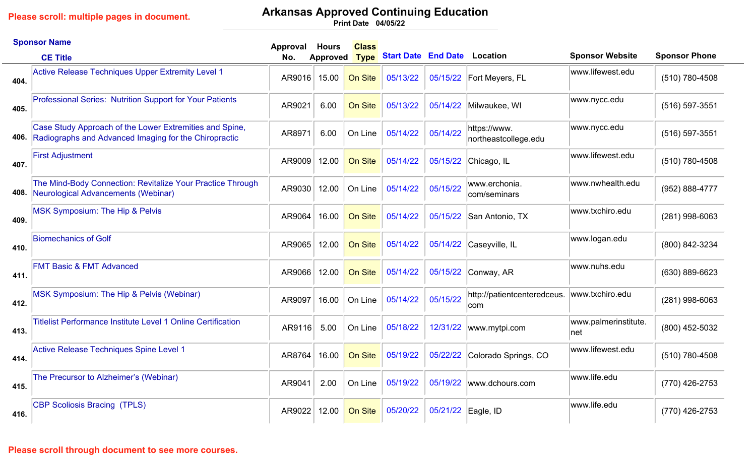Please scroll: multiple pages in document.

# Arkansas Approved Continuing Education

Print Date 04/05/22

| | Sponsor Name / CE Title | Approval No. | Hours Approved | Class Type | Start Date | End Date | Location | Sponsor Website | Sponsor Phone |
|---|---|---|---|---|---|---|---|---|---|
| 404. | Active Release Techniques Upper Extremity Level 1 | AR9016 | 15.00 | On Site | 05/13/22 | 05/15/22 | Fort Meyers, FL | www.lifewest.edu | (510) 780-4508 |
| 405. | Professional Series: Nutrition Support for Your Patients | AR9021 | 6.00 | On Site | 05/13/22 | 05/14/22 | Milwaukee, WI | www.nycc.edu | (516) 597-3551 |
| 406. | Case Study Approach of the Lower Extremities and Spine, Radiographs and Advanced Imaging for the Chiropractic | AR8971 | 6.00 | On Line | 05/14/22 | 05/14/22 | https://www.northeastcollege.edu | www.nycc.edu | (516) 597-3551 |
| 407. | First Adjustment | AR9009 | 12.00 | On Site | 05/14/22 | 05/15/22 | Chicago, IL | www.lifewest.edu | (510) 780-4508 |
| 408. | The Mind-Body Connection: Revitalize Your Practice Through Neurological Advancements (Webinar) | AR9030 | 12.00 | On Line | 05/14/22 | 05/15/22 | www.erchonia.com/seminars | www.nwhealth.edu | (952) 888-4777 |
| 409. | MSK Symposium: The Hip & Pelvis | AR9064 | 16.00 | On Site | 05/14/22 | 05/15/22 | San Antonio, TX | www.txchiro.edu | (281) 998-6063 |
| 410. | Biomechanics of Golf | AR9065 | 12.00 | On Site | 05/14/22 | 05/14/22 | Caseyville, IL | www.logan.edu | (800) 842-3234 |
| 411. | FMT Basic & FMT Advanced | AR9066 | 12.00 | On Site | 05/14/22 | 05/15/22 | Conway, AR | www.nuhs.edu | (630) 889-6623 |
| 412. | MSK Symposium: The Hip & Pelvis (Webinar) | AR9097 | 16.00 | On Line | 05/14/22 | 05/15/22 | http://patientcenteredceus.com | www.txchiro.edu | (281) 998-6063 |
| 413. | Titlelist Performance Institute Level 1 Online Certification | AR9116 | 5.00 | On Line | 05/18/22 | 12/31/22 | www.mytpi.com | www.palmerinstitute.net | (800) 452-5032 |
| 414. | Active Release Techniques Spine Level 1 | AR8764 | 16.00 | On Site | 05/19/22 | 05/22/22 | Colorado Springs, CO | www.lifewest.edu | (510) 780-4508 |
| 415. | The Precursor to Alzheimer's (Webinar) | AR9041 | 2.00 | On Line | 05/19/22 | 05/19/22 | www.dchours.com | www.life.edu | (770) 426-2753 |
| 416. | CBP Scoliosis Bracing (TPLS) | AR9022 | 12.00 | On Site | 05/20/22 | 05/21/22 | Eagle, ID | www.life.edu | (770) 426-2753 |

Please scroll through document to see more courses.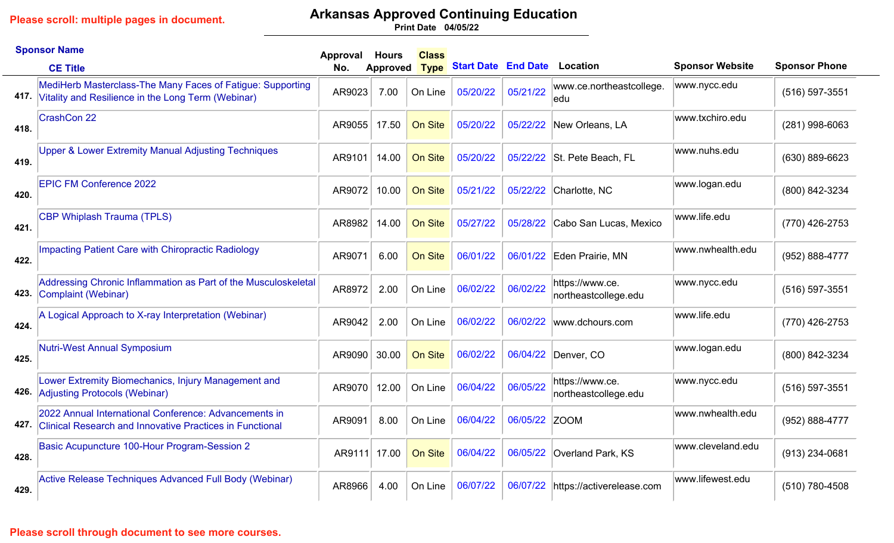Please scroll: multiple pages in document.

# Arkansas Approved Continuing Education

Print Date 04/05/22

| | Sponsor Name / CE Title | Approval No. | Hours Approved | Class Type | Start Date | End Date | Location | Sponsor Website | Sponsor Phone |
|---|---|---|---|---|---|---|---|---|---|
| 417. | MediHerb Masterclass-The Many Faces of Fatigue: Supporting Vitality and Resilience in the Long Term (Webinar) | AR9023 | 7.00 | On Line | 05/20/22 | 05/21/22 | www.ce.northeastcollege.edu | www.nycc.edu | (516) 597-3551 |
| 418. | CrashCon 22 | AR9055 | 17.50 | On Site | 05/20/22 | 05/22/22 | New Orleans, LA | www.txchiro.edu | (281) 998-6063 |
| 419. | Upper & Lower Extremity Manual Adjusting Techniques | AR9101 | 14.00 | On Site | 05/20/22 | 05/22/22 | St. Pete Beach, FL | www.nuhs.edu | (630) 889-6623 |
| 420. | EPIC FM Conference 2022 | AR9072 | 10.00 | On Site | 05/21/22 | 05/22/22 | Charlotte, NC | www.logan.edu | (800) 842-3234 |
| 421. | CBP Whiplash Trauma (TPLS) | AR8982 | 14.00 | On Site | 05/27/22 | 05/28/22 | Cabo San Lucas, Mexico | www.life.edu | (770) 426-2753 |
| 422. | Impacting Patient Care with Chiropractic Radiology | AR9071 | 6.00 | On Site | 06/01/22 | 06/01/22 | Eden Prairie, MN | www.nwhealth.edu | (952) 888-4777 |
| 423. | Addressing Chronic Inflammation as Part of the Musculoskeletal Complaint (Webinar) | AR8972 | 2.00 | On Line | 06/02/22 | 06/02/22 | https://www.ce.northeastcollege.edu | www.nycc.edu | (516) 597-3551 |
| 424. | A Logical Approach to X-ray Interpretation (Webinar) | AR9042 | 2.00 | On Line | 06/02/22 | 06/02/22 | www.dchours.com | www.life.edu | (770) 426-2753 |
| 425. | Nutri-West Annual Symposium | AR9090 | 30.00 | On Site | 06/02/22 | 06/04/22 | Denver, CO | www.logan.edu | (800) 842-3234 |
| 426. | Lower Extremity Biomechanics, Injury Management and Adjusting Protocols (Webinar) | AR9070 | 12.00 | On Line | 06/04/22 | 06/05/22 | https://www.ce.northeastcollege.edu | www.nycc.edu | (516) 597-3551 |
| 427. | 2022 Annual International Conference: Advancements in Clinical Research and Innovative Practices in Functional | AR9091 | 8.00 | On Line | 06/04/22 | 06/05/22 | ZOOM | www.nwhealth.edu | (952) 888-4777 |
| 428. | Basic Acupuncture 100-Hour Program-Session 2 | AR9111 | 17.00 | On Site | 06/04/22 | 06/05/22 | Overland Park, KS | www.cleveland.edu | (913) 234-0681 |
| 429. | Active Release Techniques Advanced Full Body (Webinar) | AR8966 | 4.00 | On Line | 06/07/22 | 06/07/22 | https://activerelease.com | www.lifewest.edu | (510) 780-4508 |

Please scroll through document to see more courses.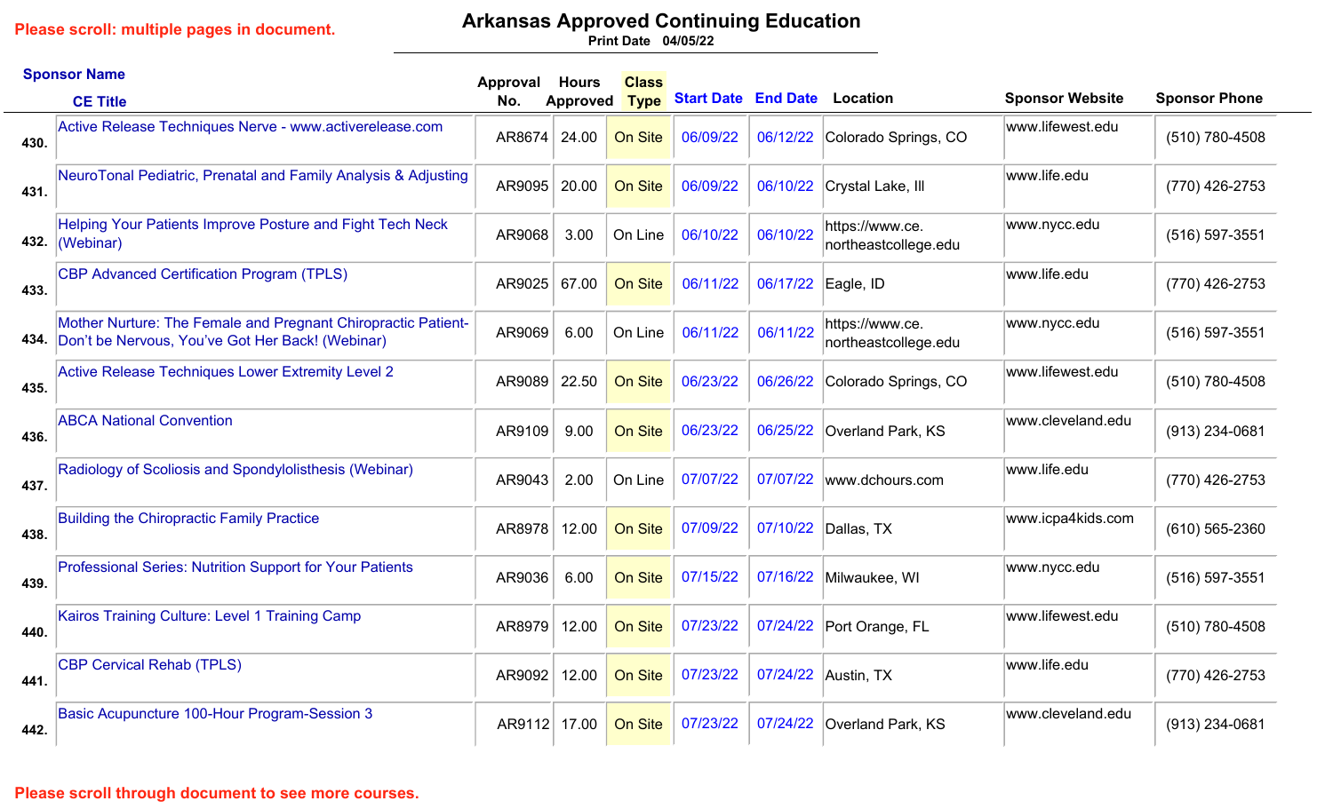Please scroll: multiple pages in document.

# Arkansas Approved Continuing Education

Print Date 04/05/22

| | Sponsor Name / CE Title | Approval No. | Hours Approved | Class Type | Start Date | End Date | Location | Sponsor Website | Sponsor Phone |
|---|---|---|---|---|---|---|---|---|---|
| 430. | Active Release Techniques Nerve - www.activerelease.com | AR8674 | 24.00 | On Site | 06/09/22 | 06/12/22 | Colorado Springs, CO | www.lifewest.edu | (510) 780-4508 |
| 431. | NeuroTonal Pediatric, Prenatal and Family Analysis & Adjusting | AR9095 | 20.00 | On Site | 06/09/22 | 06/10/22 | Crystal Lake, Ill | www.life.edu | (770) 426-2753 |
| 432. | Helping Your Patients Improve Posture and Fight Tech Neck (Webinar) | AR9068 | 3.00 | On Line | 06/10/22 | 06/10/22 | https://www.ce.northeastcollege.edu | www.nycc.edu | (516) 597-3551 |
| 433. | CBP Advanced Certification Program (TPLS) | AR9025 | 67.00 | On Site | 06/11/22 | 06/17/22 | Eagle, ID | www.life.edu | (770) 426-2753 |
| 434. | Mother Nurture: The Female and Pregnant Chiropractic Patient-Don't be Nervous, You've Got Her Back! (Webinar) | AR9069 | 6.00 | On Line | 06/11/22 | 06/11/22 | https://www.ce.northeastcollege.edu | www.nycc.edu | (516) 597-3551 |
| 435. | Active Release Techniques Lower Extremity Level 2 | AR9089 | 22.50 | On Site | 06/23/22 | 06/26/22 | Colorado Springs, CO | www.lifewest.edu | (510) 780-4508 |
| 436. | ABCA National Convention | AR9109 | 9.00 | On Site | 06/23/22 | 06/25/22 | Overland Park, KS | www.cleveland.edu | (913) 234-0681 |
| 437. | Radiology of Scoliosis and Spondylolisthesis (Webinar) | AR9043 | 2.00 | On Line | 07/07/22 | 07/07/22 | www.dchours.com | www.life.edu | (770) 426-2753 |
| 438. | Building the Chiropractic Family Practice | AR8978 | 12.00 | On Site | 07/09/22 | 07/10/22 | Dallas, TX | www.icpa4kids.com | (610) 565-2360 |
| 439. | Professional Series: Nutrition Support for Your Patients | AR9036 | 6.00 | On Site | 07/15/22 | 07/16/22 | Milwaukee, WI | www.nycc.edu | (516) 597-3551 |
| 440. | Kairos Training Culture: Level 1 Training Camp | AR8979 | 12.00 | On Site | 07/23/22 | 07/24/22 | Port Orange, FL | www.lifewest.edu | (510) 780-4508 |
| 441. | CBP Cervical Rehab (TPLS) | AR9092 | 12.00 | On Site | 07/23/22 | 07/24/22 | Austin, TX | www.life.edu | (770) 426-2753 |
| 442. | Basic Acupuncture 100-Hour Program-Session 3 | AR9112 | 17.00 | On Site | 07/23/22 | 07/24/22 | Overland Park, KS | www.cleveland.edu | (913) 234-0681 |

Please scroll through document to see more courses.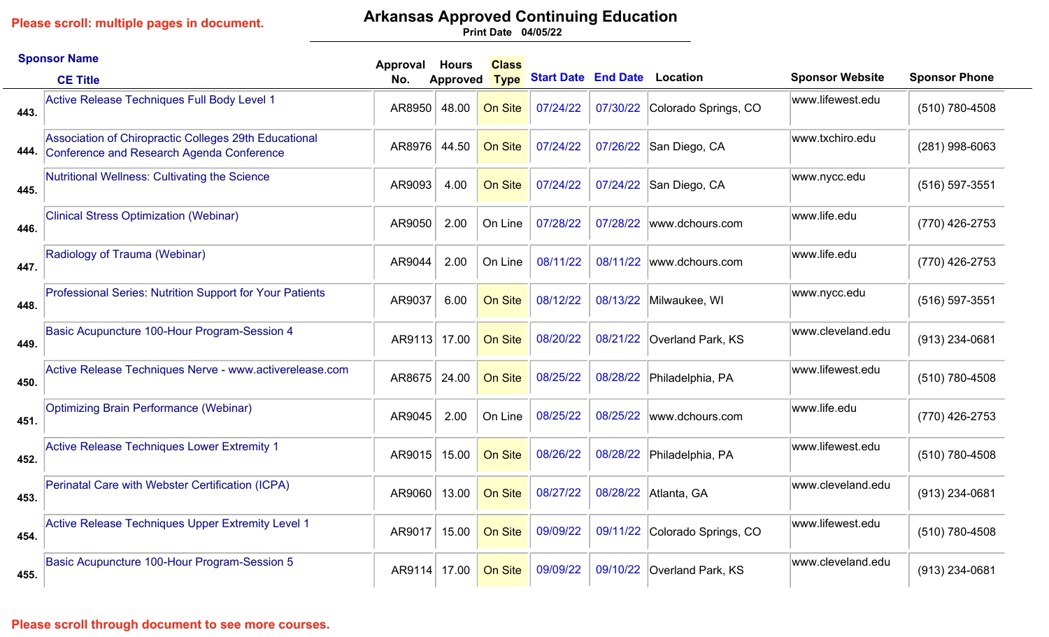Please scroll: multiple pages in document.

# Arkansas Approved Continuing Education

Print Date 04/05/22

| # | Sponsor Name / CE Title | Approval No. | Hours Approved | Class Type | Start Date | End Date | Location | Sponsor Website | Sponsor Phone |
|---|---|---|---|---|---|---|---|---|---|
| 443. | Active Release Techniques Full Body Level 1 | AR8950 | 48.00 | On Site | 07/24/22 | 07/30/22 | Colorado Springs, CO | www.lifewest.edu | (510) 780-4508 |
| 444. | Association of Chiropractic Colleges 29th Educational Conference and Research Agenda Conference | AR8976 | 44.50 | On Site | 07/24/22 | 07/26/22 | San Diego, CA | www.txchiro.edu | (281) 998-6063 |
| 445. | Nutritional Wellness: Cultivating the Science | AR9093 | 4.00 | On Site | 07/24/22 | 07/24/22 | San Diego, CA | www.nycc.edu | (516) 597-3551 |
| 446. | Clinical Stress Optimization (Webinar) | AR9050 | 2.00 | On Line | 07/28/22 | 07/28/22 | www.dchours.com | www.life.edu | (770) 426-2753 |
| 447. | Radiology of Trauma (Webinar) | AR9044 | 2.00 | On Line | 08/11/22 | 08/11/22 | www.dchours.com | www.life.edu | (770) 426-2753 |
| 448. | Professional Series: Nutrition Support for Your Patients | AR9037 | 6.00 | On Site | 08/12/22 | 08/13/22 | Milwaukee, WI | www.nycc.edu | (516) 597-3551 |
| 449. | Basic Acupuncture 100-Hour Program-Session 4 | AR9113 | 17.00 | On Site | 08/20/22 | 08/21/22 | Overland Park, KS | www.cleveland.edu | (913) 234-0681 |
| 450. | Active Release Techniques Nerve - www.activerelease.com | AR8675 | 24.00 | On Site | 08/25/22 | 08/28/22 | Philadelphia, PA | www.lifewest.edu | (510) 780-4508 |
| 451. | Optimizing Brain Performance (Webinar) | AR9045 | 2.00 | On Line | 08/25/22 | 08/25/22 | www.dchours.com | www.life.edu | (770) 426-2753 |
| 452. | Active Release Techniques Lower Extremity 1 | AR9015 | 15.00 | On Site | 08/26/22 | 08/28/22 | Philadelphia, PA | www.lifewest.edu | (510) 780-4508 |
| 453. | Perinatal Care with Webster Certification (ICPA) | AR9060 | 13.00 | On Site | 08/27/22 | 08/28/22 | Atlanta, GA | www.cleveland.edu | (913) 234-0681 |
| 454. | Active Release Techniques Upper Extremity Level 1 | AR9017 | 15.00 | On Site | 09/09/22 | 09/11/22 | Colorado Springs, CO | www.lifewest.edu | (510) 780-4508 |
| 455. | Basic Acupuncture 100-Hour Program-Session 5 | AR9114 | 17.00 | On Site | 09/09/22 | 09/10/22 | Overland Park, KS | www.cleveland.edu | (913) 234-0681 |

Please scroll through document to see more courses.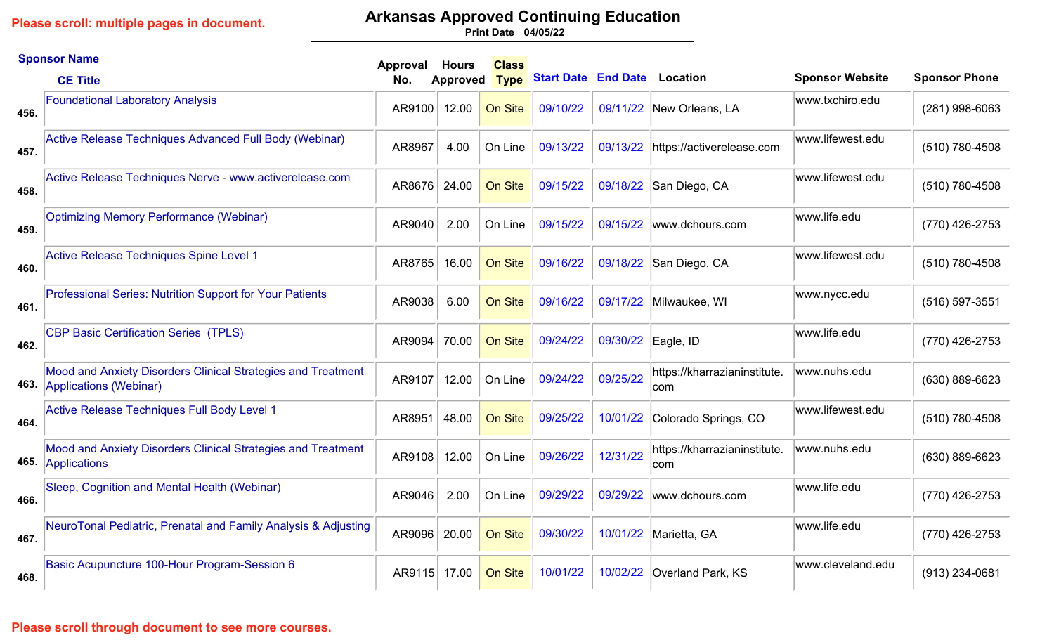Please scroll: multiple pages in document.

# Arkansas Approved Continuing Education

Print Date 04/05/22

| # | Sponsor Name / CE Title | Approval No. | Hours Approved | Class Type | Start Date | End Date | Location | Sponsor Website | Sponsor Phone |
|---|---|---|---|---|---|---|---|---|---|
| 456. | Foundational Laboratory Analysis | AR9100 | 12.00 | On Site | 09/10/22 | 09/11/22 | New Orleans, LA | www.txchiro.edu | (281) 998-6063 |
| 457. | Active Release Techniques Advanced Full Body (Webinar) | AR8967 | 4.00 | On Line | 09/13/22 | 09/13/22 | https://activerelease.com | www.lifewest.edu | (510) 780-4508 |
| 458. | Active Release Techniques Nerve - www.activerelease.com | AR8676 | 24.00 | On Site | 09/15/22 | 09/18/22 | San Diego, CA | www.lifewest.edu | (510) 780-4508 |
| 459. | Optimizing Memory Performance (Webinar) | AR9040 | 2.00 | On Line | 09/15/22 | 09/15/22 | www.dchours.com | www.life.edu | (770) 426-2753 |
| 460. | Active Release Techniques Spine Level 1 | AR8765 | 16.00 | On Site | 09/16/22 | 09/18/22 | San Diego, CA | www.lifewest.edu | (510) 780-4508 |
| 461. | Professional Series: Nutrition Support for Your Patients | AR9038 | 6.00 | On Site | 09/16/22 | 09/17/22 | Milwaukee, WI | www.nycc.edu | (516) 597-3551 |
| 462. | CBP Basic Certification Series (TPLS) | AR9094 | 70.00 | On Site | 09/24/22 | 09/30/22 | Eagle, ID | www.life.edu | (770) 426-2753 |
| 463. | Mood and Anxiety Disorders Clinical Strategies and Treatment Applications (Webinar) | AR9107 | 12.00 | On Line | 09/24/22 | 09/25/22 | https://kharrazianinstitute.com | www.nuhs.edu | (630) 889-6623 |
| 464. | Active Release Techniques Full Body Level 1 | AR8951 | 48.00 | On Site | 09/25/22 | 10/01/22 | Colorado Springs, CO | www.lifewest.edu | (510) 780-4508 |
| 465. | Mood and Anxiety Disorders Clinical Strategies and Treatment Applications | AR9108 | 12.00 | On Line | 09/26/22 | 12/31/22 | https://kharrazianinstitute.com | www.nuhs.edu | (630) 889-6623 |
| 466. | Sleep, Cognition and Mental Health (Webinar) | AR9046 | 2.00 | On Line | 09/29/22 | 09/29/22 | www.dchours.com | www.life.edu | (770) 426-2753 |
| 467. | NeuroTonal Pediatric, Prenatal and Family Analysis & Adjusting | AR9096 | 20.00 | On Site | 09/30/22 | 10/01/22 | Marietta, GA | www.life.edu | (770) 426-2753 |
| 468. | Basic Acupuncture 100-Hour Program-Session 6 | AR9115 | 17.00 | On Site | 10/01/22 | 10/02/22 | Overland Park, KS | www.cleveland.edu | (913) 234-0681 |

Please scroll through document to see more courses.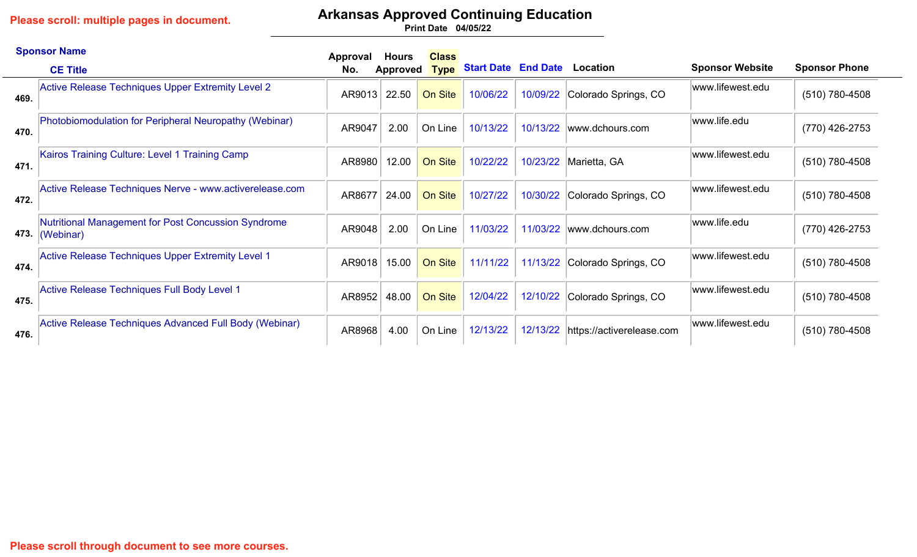Please scroll: multiple pages in document.

# Arkansas Approved Continuing Education

Print Date 04/05/22

| | Sponsor Name / CE Title | Approval No. | Hours Approved | Class Type | Start Date | End Date | Location | Sponsor Website | Sponsor Phone |
|---|---|---|---|---|---|---|---|---|---|
| 469. | Active Release Techniques Upper Extremity Level 2 | AR9013 | 22.50 | On Site | 10/06/22 | 10/09/22 | Colorado Springs, CO | www.lifewest.edu | (510) 780-4508 |
| 470. | Photobiomodulation for Peripheral Neuropathy (Webinar) | AR9047 | 2.00 | On Line | 10/13/22 | 10/13/22 | www.dchours.com | www.life.edu | (770) 426-2753 |
| 471. | Kairos Training Culture: Level 1 Training Camp | AR8980 | 12.00 | On Site | 10/22/22 | 10/23/22 | Marietta, GA | www.lifewest.edu | (510) 780-4508 |
| 472. | Active Release Techniques Nerve - www.activerelease.com | AR8677 | 24.00 | On Site | 10/27/22 | 10/30/22 | Colorado Springs, CO | www.lifewest.edu | (510) 780-4508 |
| 473. | Nutritional Management for Post Concussion Syndrome (Webinar) | AR9048 | 2.00 | On Line | 11/03/22 | 11/03/22 | www.dchours.com | www.life.edu | (770) 426-2753 |
| 474. | Active Release Techniques Upper Extremity Level 1 | AR9018 | 15.00 | On Site | 11/11/22 | 11/13/22 | Colorado Springs, CO | www.lifewest.edu | (510) 780-4508 |
| 475. | Active Release Techniques Full Body Level 1 | AR8952 | 48.00 | On Site | 12/04/22 | 12/10/22 | Colorado Springs, CO | www.lifewest.edu | (510) 780-4508 |
| 476. | Active Release Techniques Advanced Full Body (Webinar) | AR8968 | 4.00 | On Line | 12/13/22 | 12/13/22 | https://activerelease.com | www.lifewest.edu | (510) 780-4508 |

Please scroll through document to see more courses.